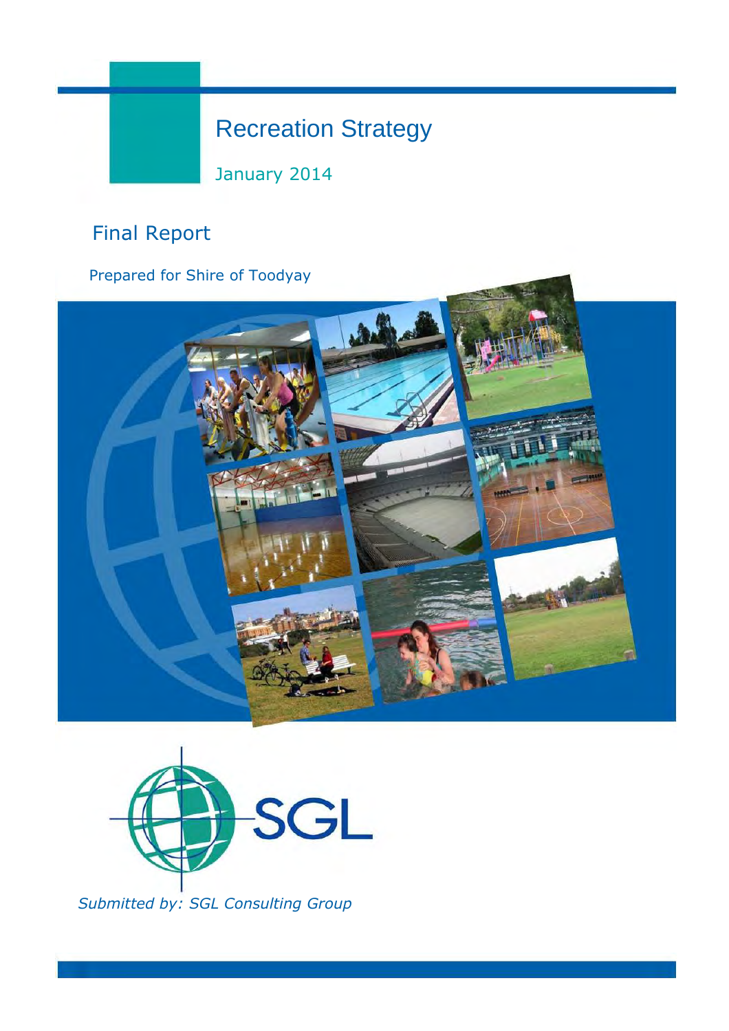# Recreation Strategy

January 2014

## Final Report

Prepared for Shire of Toodyay

SGL

*Submitted by: SGL Consulting Group*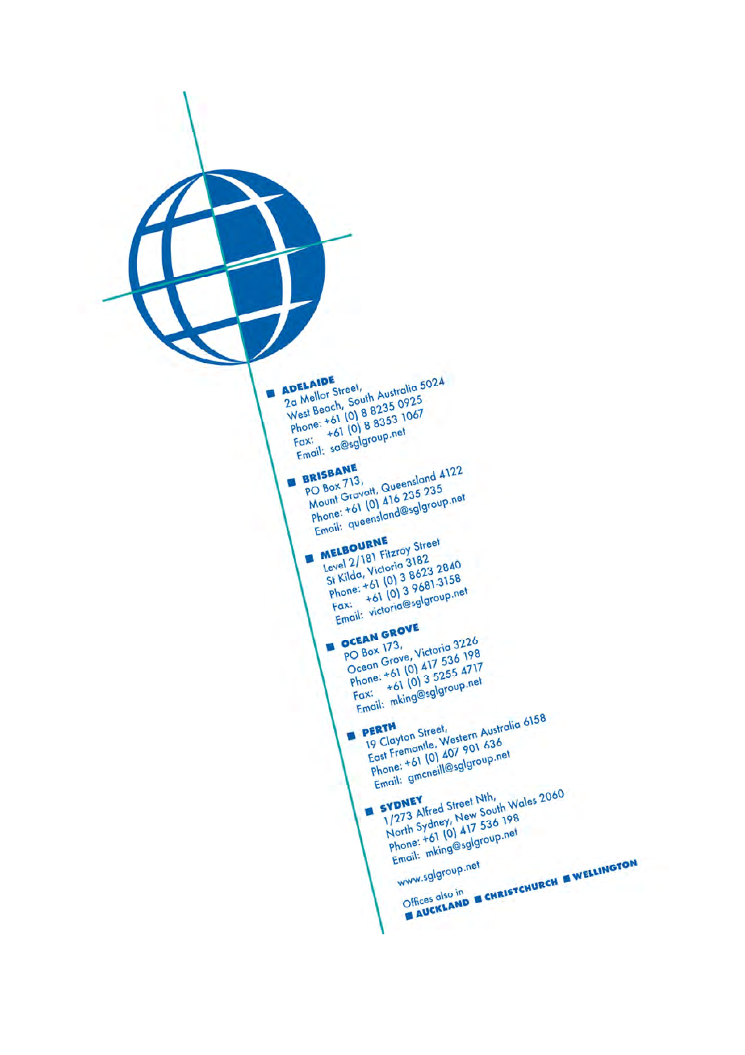**ADELAIDE**
2a Mellor Street,
West Beach, South Australia 5024
Phone: +61 (0) 8 8235 0925
Fax: +61 (0) 8 8353 1067
Email: sa@sglgroup.net

**BRISBANE**
PO Box 713,
Mount Gravatt, Queensland 4122
Phone: +61 (0) 416 235 235
Email: queensland@sglgroup.net

**MELBOURNE**
Level 2/181 Fitzroy Street
St Kilda, Victoria 3182
Phone: +61 (0) 3 8623 2840
Fax: +61 (0) 3 9681-3158
Email: victoria@sglgroup.net

**OCEAN GROVE**
PO Box 173,
Ocean Grove, Victoria 3226
Phone: +61 (0) 417 536 198
Fax: +61 (0) 3 5255 4717
Email: mking@sglgroup.net

**PERTH**
19 Clayton Street,
East Fremantle, Western Australia 6158
Phone: +61 (0) 407 901 636
Email: gmcneill@sglgroup.net

**SYDNEY**
1/273 Alfred Street Nth,
North Sydney, New South Wales 2060
Phone: +61 (0) 417 536 198
Email: mking@sglgroup.net

www.sglgroup.net

Offices also in
**AUCKLAND** **CHRISTCHURCH** **WELLINGTON**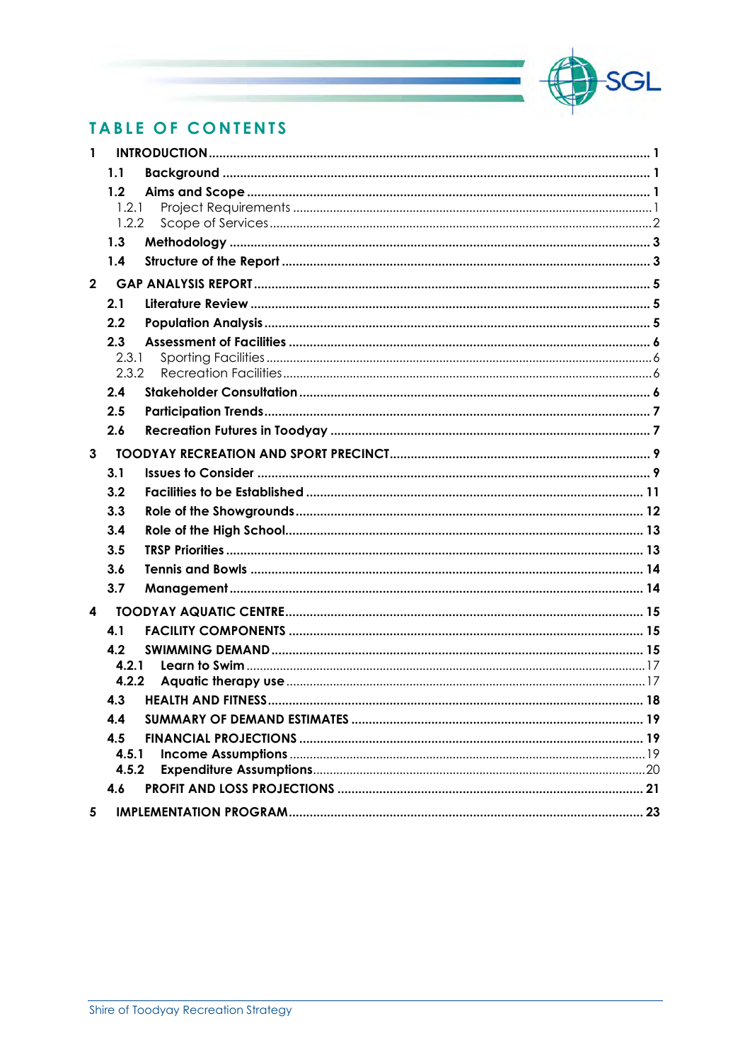# TABLE OF CONTENTS

| | | |
|---|---|---|
| **1** | **INTRODUCTION** | **1** |
| **1.1** | **Background** | **1** |
| **1.2** | **Aims and Scope** | **1** |
| 1.2.1 | Project Requirements | 1 |
| 1.2.2 | Scope of Services | 2 |
| **1.3** | **Methodology** | **3** |
| **1.4** | **Structure of the Report** | **3** |
| **2** | **GAP ANALYSIS REPORT** | **5** |
| **2.1** | **Literature Review** | **5** |
| **2.2** | **Population Analysis** | **5** |
| **2.3** | **Assessment of Facilities** | **6** |
| 2.3.1 | Sporting Facilities | 6 |
| 2.3.2 | Recreation Facilities | 6 |
| **2.4** | **Stakeholder Consultation** | **6** |
| **2.5** | **Participation Trends** | **7** |
| **2.6** | **Recreation Futures in Toodyay** | **7** |
| **3** | **TOODYAY RECREATION AND SPORT PRECINCT** | **9** |
| **3.1** | **Issues to Consider** | **9** |
| **3.2** | **Facilities to be Established** | **11** |
| **3.3** | **Role of the Showgrounds** | **12** |
| **3.4** | **Role of the High School** | **13** |
| **3.5** | **TRSP Priorities** | **13** |
| **3.6** | **Tennis and Bowls** | **14** |
| **3.7** | **Management** | **14** |
| **4** | **TOODYAY AQUATIC CENTRE** | **15** |
| **4.1** | **FACILITY COMPONENTS** | **15** |
| **4.2** | **SWIMMING DEMAND** | **15** |
| **4.2.1** | **Learn to Swim** | 17 |
| **4.2.2** | **Aquatic therapy use** | 17 |
| **4.3** | **HEALTH AND FITNESS** | **18** |
| **4.4** | **SUMMARY OF DEMAND ESTIMATES** | **19** |
| **4.5** | **FINANCIAL PROJECTIONS** | **19** |
| **4.5.1** | **Income Assumptions** | 19 |
| **4.5.2** | **Expenditure Assumptions** | 20 |
| **4.6** | **PROFIT AND LOSS PROJECTIONS** | **21** |
| **5** | **IMPLEMENTATION PROGRAM** | **23** |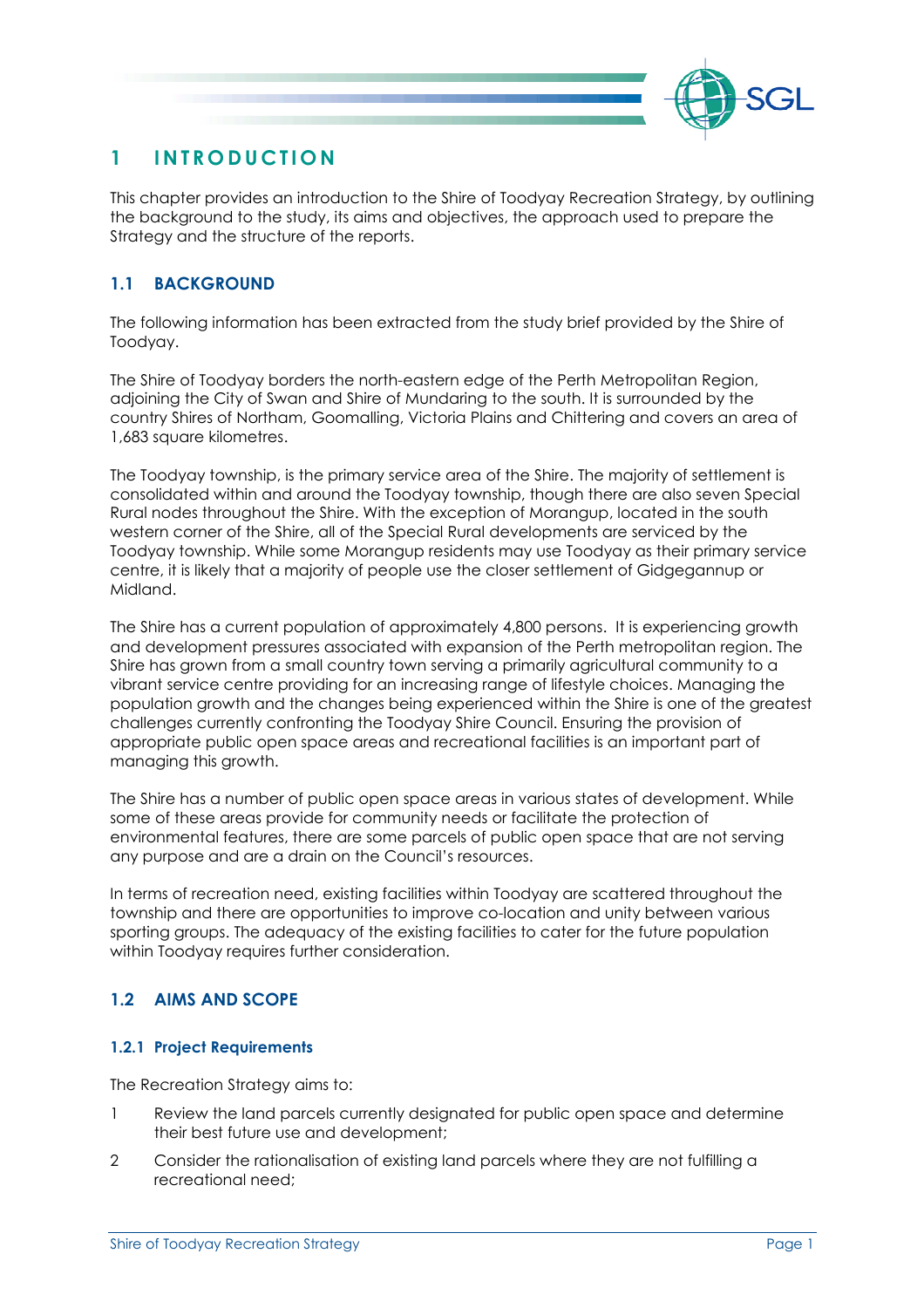# 1 INTRODUCTION

This chapter provides an introduction to the Shire of Toodyay Recreation Strategy, by outlining the background to the study, its aims and objectives, the approach used to prepare the Strategy and the structure of the reports.

## 1.1 BACKGROUND

The following information has been extracted from the study brief provided by the Shire of Toodyay.

The Shire of Toodyay borders the north-eastern edge of the Perth Metropolitan Region, adjoining the City of Swan and Shire of Mundaring to the south. It is surrounded by the country Shires of Northam, Goomalling, Victoria Plains and Chittering and covers an area of 1,683 square kilometres.

The Toodyay township, is the primary service area of the Shire. The majority of settlement is consolidated within and around the Toodyay township, though there are also seven Special Rural nodes throughout the Shire. With the exception of Morangup, located in the south western corner of the Shire, all of the Special Rural developments are serviced by the Toodyay township. While some Morangup residents may use Toodyay as their primary service centre, it is likely that a majority of people use the closer settlement of Gidgegannup or Midland.

The Shire has a current population of approximately 4,800 persons. It is experiencing growth and development pressures associated with expansion of the Perth metropolitan region. The Shire has grown from a small country town serving a primarily agricultural community to a vibrant service centre providing for an increasing range of lifestyle choices. Managing the population growth and the changes being experienced within the Shire is one of the greatest challenges currently confronting the Toodyay Shire Council. Ensuring the provision of appropriate public open space areas and recreational facilities is an important part of managing this growth.

The Shire has a number of public open space areas in various states of development. While some of these areas provide for community needs or facilitate the protection of environmental features, there are some parcels of public open space that are not serving any purpose and are a drain on the Council's resources.

In terms of recreation need, existing facilities within Toodyay are scattered throughout the township and there are opportunities to improve co-location and unity between various sporting groups. The adequacy of the existing facilities to cater for the future population within Toodyay requires further consideration.

## 1.2 AIMS AND SCOPE

### 1.2.1 Project Requirements

The Recreation Strategy aims to:

1. Review the land parcels currently designated for public open space and determine their best future use and development;
2. Consider the rationalisation of existing land parcels where they are not fulfilling a recreational need;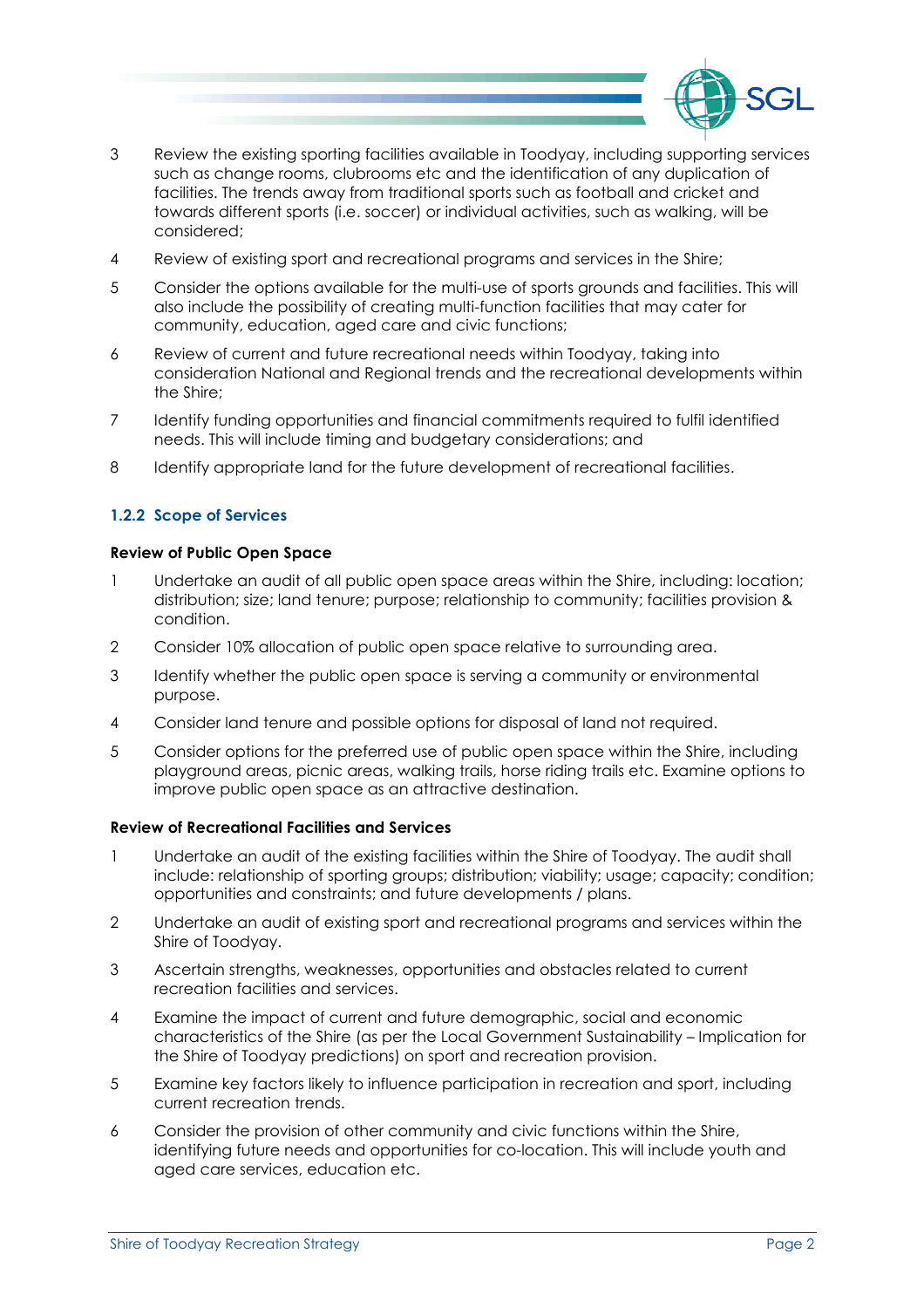3 Review the existing sporting facilities available in Toodyay, including supporting services such as change rooms, clubrooms etc and the identification of any duplication of facilities. The trends away from traditional sports such as football and cricket and towards different sports (i.e. soccer) or individual activities, such as walking, will be considered;

4 Review of existing sport and recreational programs and services in the Shire;

5 Consider the options available for the multi-use of sports grounds and facilities. This will also include the possibility of creating multi-function facilities that may cater for community, education, aged care and civic functions;

6 Review of current and future recreational needs within Toodyay, taking into consideration National and Regional trends and the recreational developments within the Shire;

7 Identify funding opportunities and financial commitments required to fulfil identified needs. This will include timing and budgetary considerations; and

8 Identify appropriate land for the future development of recreational facilities.

### 1.2.2 Scope of Services

**Review of Public Open Space**

1 Undertake an audit of all public open space areas within the Shire, including: location; distribution; size; land tenure; purpose; relationship to community; facilities provision & condition.

2 Consider 10% allocation of public open space relative to surrounding area.

3 Identify whether the public open space is serving a community or environmental purpose.

4 Consider land tenure and possible options for disposal of land not required.

5 Consider options for the preferred use of public open space within the Shire, including playground areas, picnic areas, walking trails, horse riding trails etc. Examine options to improve public open space as an attractive destination.

**Review of Recreational Facilities and Services**

1 Undertake an audit of the existing facilities within the Shire of Toodyay. The audit shall include: relationship of sporting groups; distribution; viability; usage; capacity; condition; opportunities and constraints; and future developments / plans.

2 Undertake an audit of existing sport and recreational programs and services within the Shire of Toodyay.

3 Ascertain strengths, weaknesses, opportunities and obstacles related to current recreation facilities and services.

4 Examine the impact of current and future demographic, social and economic characteristics of the Shire (as per the Local Government Sustainability – Implication for the Shire of Toodyay predictions) on sport and recreation provision.

5 Examine key factors likely to influence participation in recreation and sport, including current recreation trends.

6 Consider the provision of other community and civic functions within the Shire, identifying future needs and opportunities for co-location. This will include youth and aged care services, education etc.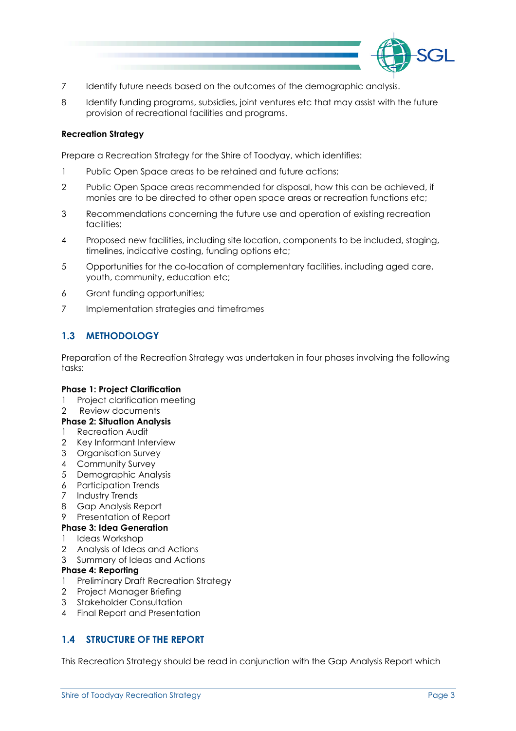7 Identify future needs based on the outcomes of the demographic analysis.

8 Identify funding programs, subsidies, joint ventures etc that may assist with the future provision of recreational facilities and programs.

**Recreation Strategy**

Prepare a Recreation Strategy for the Shire of Toodyay, which identifies:

1 Public Open Space areas to be retained and future actions;

2 Public Open Space areas recommended for disposal, how this can be achieved, if monies are to be directed to other open space areas or recreation functions etc;

3 Recommendations concerning the future use and operation of existing recreation facilities;

4 Proposed new facilities, including site location, components to be included, staging, timelines, indicative costing, funding options etc;

5 Opportunities for the co-location of complementary facilities, including aged care, youth, community, education etc;

6 Grant funding opportunities;

7 Implementation strategies and timeframes

## 1.3 METHODOLOGY

Preparation of the Recreation Strategy was undertaken in four phases involving the following tasks:

**Phase 1: Project Clarification**
1 Project clarification meeting
2 Review documents

**Phase 2: Situation Analysis**
1 Recreation Audit
2 Key Informant Interview
3 Organisation Survey
4 Community Survey
5 Demographic Analysis
6 Participation Trends
7 Industry Trends
8 Gap Analysis Report
9 Presentation of Report

**Phase 3: Idea Generation**
1 Ideas Workshop
2 Analysis of Ideas and Actions
3 Summary of Ideas and Actions

**Phase 4: Reporting**
1 Preliminary Draft Recreation Strategy
2 Project Manager Briefing
3 Stakeholder Consultation
4 Final Report and Presentation

## 1.4 STRUCTURE OF THE REPORT

This Recreation Strategy should be read in conjunction with the Gap Analysis Report which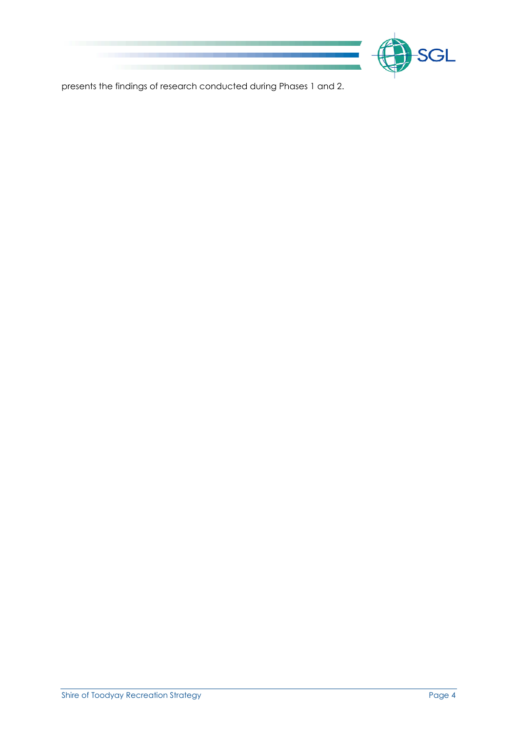presents the findings of research conducted during Phases 1 and 2.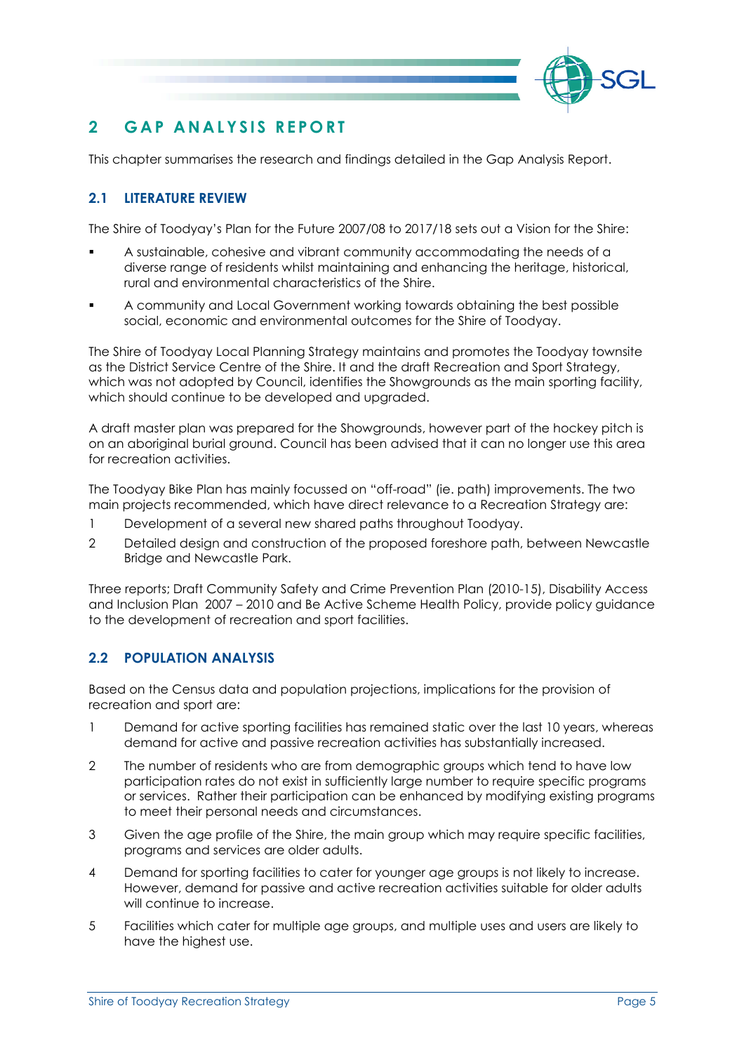# 2 GAP ANALYSIS REPORT

This chapter summarises the research and findings detailed in the Gap Analysis Report.

## 2.1 LITERATURE REVIEW

The Shire of Toodyay's Plan for the Future 2007/08 to 2017/18 sets out a Vision for the Shire:

- A sustainable, cohesive and vibrant community accommodating the needs of a diverse range of residents whilst maintaining and enhancing the heritage, historical, rural and environmental characteristics of the Shire.
- A community and Local Government working towards obtaining the best possible social, economic and environmental outcomes for the Shire of Toodyay.

The Shire of Toodyay Local Planning Strategy maintains and promotes the Toodyay townsite as the District Service Centre of the Shire. It and the draft Recreation and Sport Strategy, which was not adopted by Council, identifies the Showgrounds as the main sporting facility, which should continue to be developed and upgraded.

A draft master plan was prepared for the Showgrounds, however part of the hockey pitch is on an aboriginal burial ground. Council has been advised that it can no longer use this area for recreation activities.

The Toodyay Bike Plan has mainly focussed on "off-road" (ie. path) improvements. The two main projects recommended, which have direct relevance to a Recreation Strategy are:

1. Development of a several new shared paths throughout Toodyay.
2. Detailed design and construction of the proposed foreshore path, between Newcastle Bridge and Newcastle Park.

Three reports; Draft Community Safety and Crime Prevention Plan (2010-15), Disability Access and Inclusion Plan 2007 – 2010 and Be Active Scheme Health Policy, provide policy guidance to the development of recreation and sport facilities.

## 2.2 POPULATION ANALYSIS

Based on the Census data and population projections, implications for the provision of recreation and sport are:

1. Demand for active sporting facilities has remained static over the last 10 years, whereas demand for active and passive recreation activities has substantially increased.
2. The number of residents who are from demographic groups which tend to have low participation rates do not exist in sufficiently large number to require specific programs or services. Rather their participation can be enhanced by modifying existing programs to meet their personal needs and circumstances.
3. Given the age profile of the Shire, the main group which may require specific facilities, programs and services are older adults.
4. Demand for sporting facilities to cater for younger age groups is not likely to increase. However, demand for passive and active recreation activities suitable for older adults will continue to increase.
5. Facilities which cater for multiple age groups, and multiple uses and users are likely to have the highest use.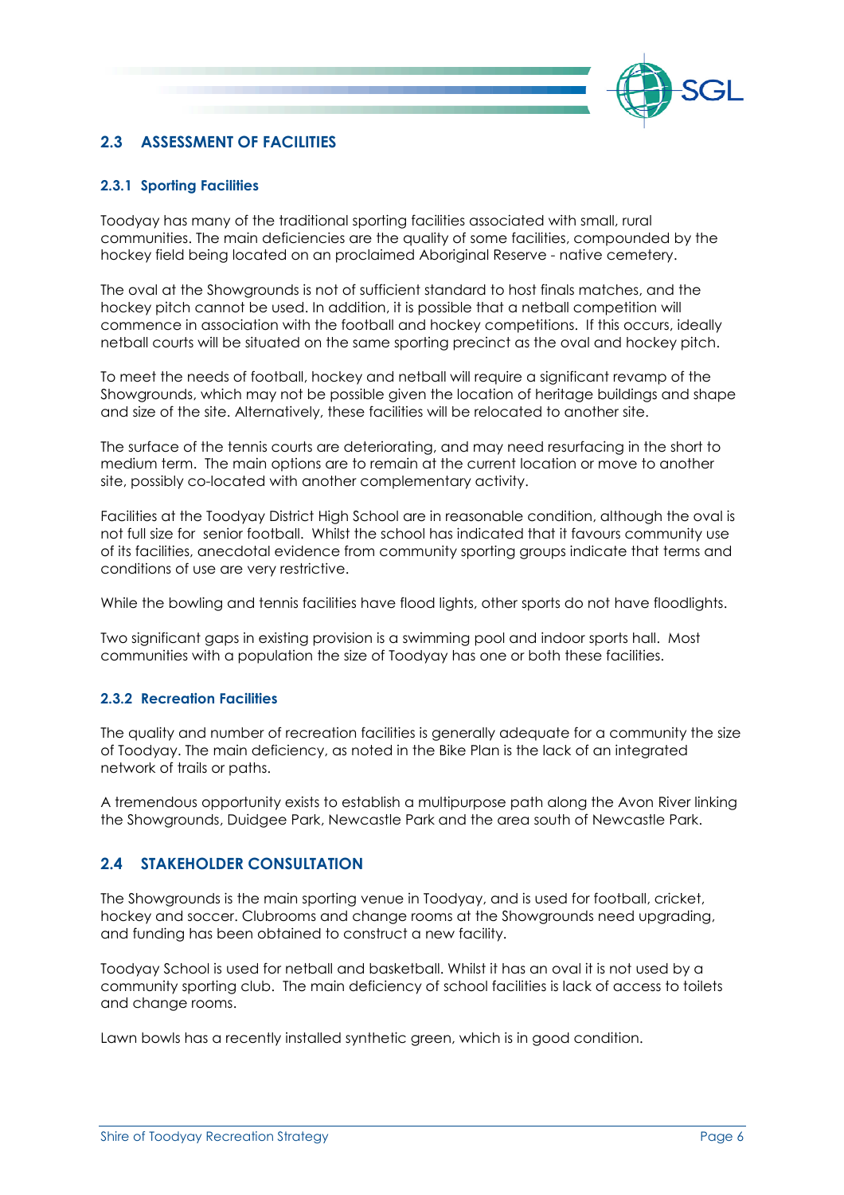## 2.3 ASSESSMENT OF FACILITIES

### 2.3.1 Sporting Facilities

Toodyay has many of the traditional sporting facilities associated with small, rural communities. The main deficiencies are the quality of some facilities, compounded by the hockey field being located on an proclaimed Aboriginal Reserve - native cemetery.

The oval at the Showgrounds is not of sufficient standard to host finals matches, and the hockey pitch cannot be used. In addition, it is possible that a netball competition will commence in association with the football and hockey competitions. If this occurs, ideally netball courts will be situated on the same sporting precinct as the oval and hockey pitch.

To meet the needs of football, hockey and netball will require a significant revamp of the Showgrounds, which may not be possible given the location of heritage buildings and shape and size of the site. Alternatively, these facilities will be relocated to another site.

The surface of the tennis courts are deteriorating, and may need resurfacing in the short to medium term. The main options are to remain at the current location or move to another site, possibly co-located with another complementary activity.

Facilities at the Toodyay District High School are in reasonable condition, although the oval is not full size for senior football. Whilst the school has indicated that it favours community use of its facilities, anecdotal evidence from community sporting groups indicate that terms and conditions of use are very restrictive.

While the bowling and tennis facilities have flood lights, other sports do not have floodlights.

Two significant gaps in existing provision is a swimming pool and indoor sports hall. Most communities with a population the size of Toodyay has one or both these facilities.

### 2.3.2 Recreation Facilities

The quality and number of recreation facilities is generally adequate for a community the size of Toodyay. The main deficiency, as noted in the Bike Plan is the lack of an integrated network of trails or paths.

A tremendous opportunity exists to establish a multipurpose path along the Avon River linking the Showgrounds, Duidgee Park, Newcastle Park and the area south of Newcastle Park.

## 2.4 STAKEHOLDER CONSULTATION

The Showgrounds is the main sporting venue in Toodyay, and is used for football, cricket, hockey and soccer. Clubrooms and change rooms at the Showgrounds need upgrading, and funding has been obtained to construct a new facility.

Toodyay School is used for netball and basketball. Whilst it has an oval it is not used by a community sporting club. The main deficiency of school facilities is lack of access to toilets and change rooms.

Lawn bowls has a recently installed synthetic green, which is in good condition.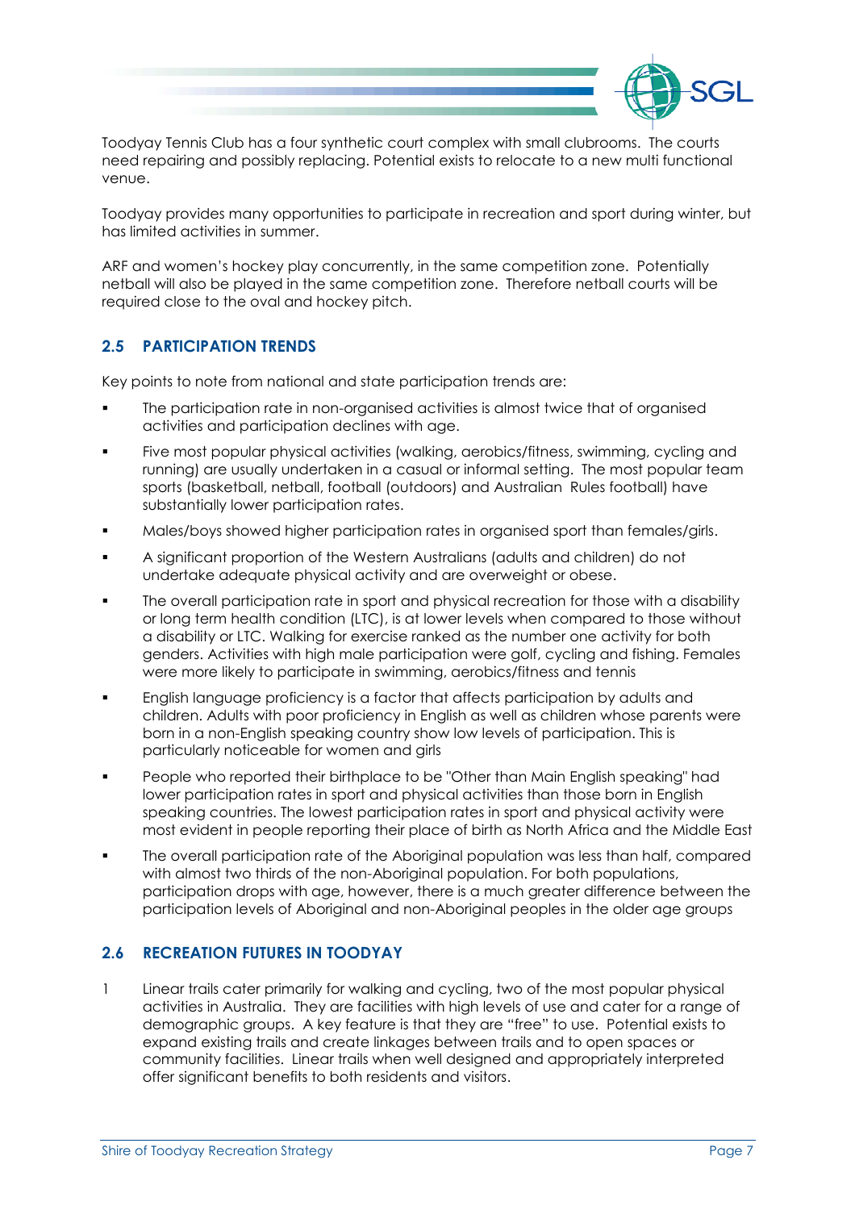Toodyay Tennis Club has a four synthetic court complex with small clubrooms. The courts need repairing and possibly replacing. Potential exists to relocate to a new multi functional venue.

Toodyay provides many opportunities to participate in recreation and sport during winter, but has limited activities in summer.

ARF and women's hockey play concurrently, in the same competition zone. Potentially netball will also be played in the same competition zone. Therefore netball courts will be required close to the oval and hockey pitch.

## 2.5 PARTICIPATION TRENDS

Key points to note from national and state participation trends are:

- The participation rate in non-organised activities is almost twice that of organised activities and participation declines with age.
- Five most popular physical activities (walking, aerobics/fitness, swimming, cycling and running) are usually undertaken in a casual or informal setting. The most popular team sports (basketball, netball, football (outdoors) and Australian Rules football) have substantially lower participation rates.
- Males/boys showed higher participation rates in organised sport than females/girls.
- A significant proportion of the Western Australians (adults and children) do not undertake adequate physical activity and are overweight or obese.
- The overall participation rate in sport and physical recreation for those with a disability or long term health condition (LTC), is at lower levels when compared to those without a disability or LTC. Walking for exercise ranked as the number one activity for both genders. Activities with high male participation were golf, cycling and fishing. Females were more likely to participate in swimming, aerobics/fitness and tennis
- English language proficiency is a factor that affects participation by adults and children. Adults with poor proficiency in English as well as children whose parents were born in a non-English speaking country show low levels of participation. This is particularly noticeable for women and girls
- People who reported their birthplace to be "Other than Main English speaking" had lower participation rates in sport and physical activities than those born in English speaking countries. The lowest participation rates in sport and physical activity were most evident in people reporting their place of birth as North Africa and the Middle East
- The overall participation rate of the Aboriginal population was less than half, compared with almost two thirds of the non-Aboriginal population. For both populations, participation drops with age, however, there is a much greater difference between the participation levels of Aboriginal and non-Aboriginal peoples in the older age groups

## 2.6 RECREATION FUTURES IN TOODYAY

1. Linear trails cater primarily for walking and cycling, two of the most popular physical activities in Australia. They are facilities with high levels of use and cater for a range of demographic groups. A key feature is that they are "free" to use. Potential exists to expand existing trails and create linkages between trails and to open spaces or community facilities. Linear trails when well designed and appropriately interpreted offer significant benefits to both residents and visitors.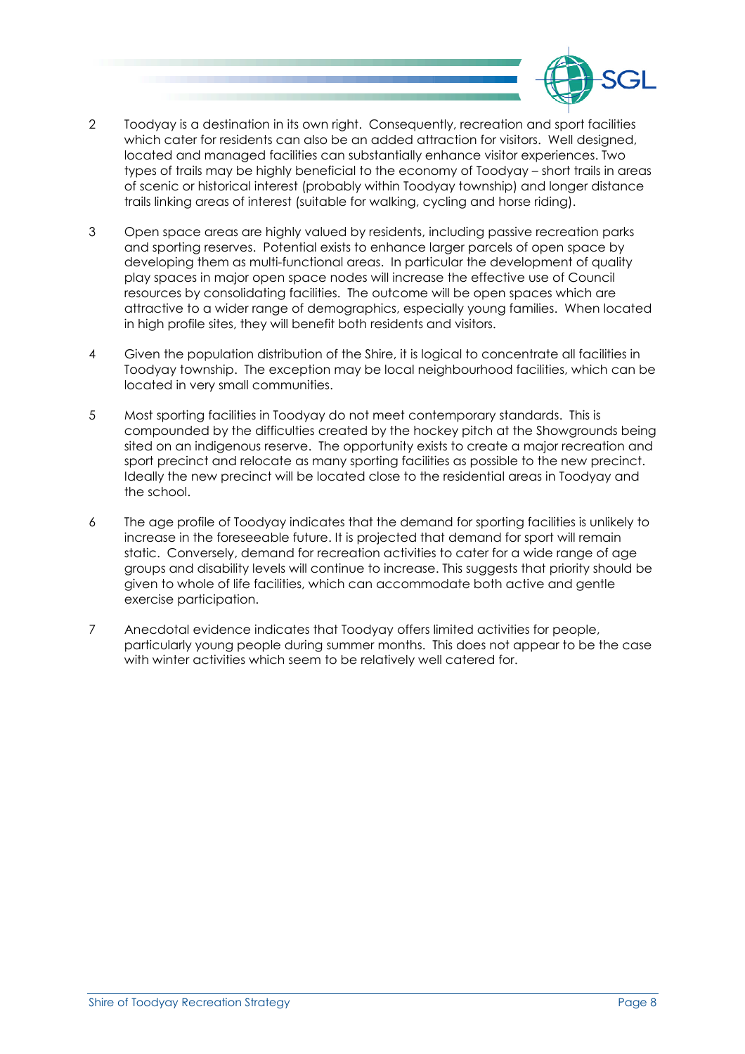2 Toodyay is a destination in its own right. Consequently, recreation and sport facilities which cater for residents can also be an added attraction for visitors. Well designed, located and managed facilities can substantially enhance visitor experiences. Two types of trails may be highly beneficial to the economy of Toodyay – short trails in areas of scenic or historical interest (probably within Toodyay township) and longer distance trails linking areas of interest (suitable for walking, cycling and horse riding).

3 Open space areas are highly valued by residents, including passive recreation parks and sporting reserves. Potential exists to enhance larger parcels of open space by developing them as multi-functional areas. In particular the development of quality play spaces in major open space nodes will increase the effective use of Council resources by consolidating facilities. The outcome will be open spaces which are attractive to a wider range of demographics, especially young families. When located in high profile sites, they will benefit both residents and visitors.

4 Given the population distribution of the Shire, it is logical to concentrate all facilities in Toodyay township. The exception may be local neighbourhood facilities, which can be located in very small communities.

5 Most sporting facilities in Toodyay do not meet contemporary standards. This is compounded by the difficulties created by the hockey pitch at the Showgrounds being sited on an indigenous reserve. The opportunity exists to create a major recreation and sport precinct and relocate as many sporting facilities as possible to the new precinct. Ideally the new precinct will be located close to the residential areas in Toodyay and the school.

6 The age profile of Toodyay indicates that the demand for sporting facilities is unlikely to increase in the foreseeable future. It is projected that demand for sport will remain static. Conversely, demand for recreation activities to cater for a wide range of age groups and disability levels will continue to increase. This suggests that priority should be given to whole of life facilities, which can accommodate both active and gentle exercise participation.

7 Anecdotal evidence indicates that Toodyay offers limited activities for people, particularly young people during summer months. This does not appear to be the case with winter activities which seem to be relatively well catered for.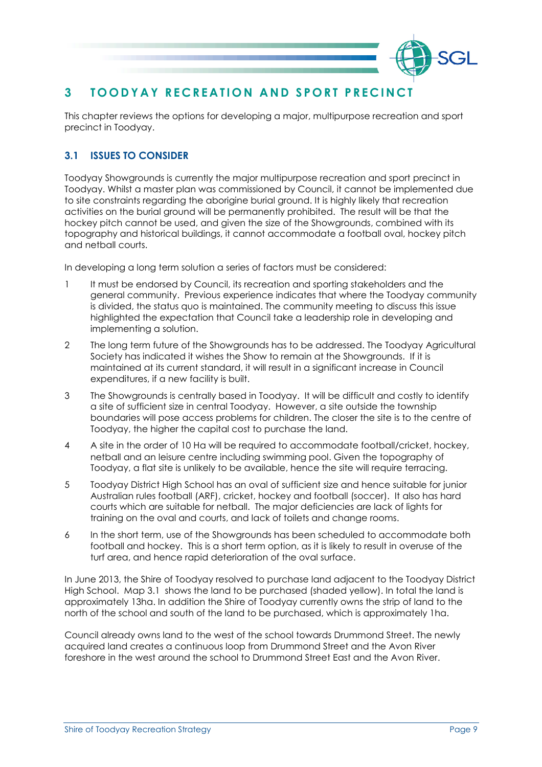# 3 TOODYAY RECREATION AND SPORT PRECINCT

This chapter reviews the options for developing a major, multipurpose recreation and sport precinct in Toodyay.

## 3.1 ISSUES TO CONSIDER

Toodyay Showgrounds is currently the major multipurpose recreation and sport precinct in Toodyay. Whilst a master plan was commissioned by Council, it cannot be implemented due to site constraints regarding the aborigine burial ground. It is highly likely that recreation activities on the burial ground will be permanently prohibited. The result will be that the hockey pitch cannot be used, and given the size of the Showgrounds, combined with its topography and historical buildings, it cannot accommodate a football oval, hockey pitch and netball courts.

In developing a long term solution a series of factors must be considered:

1. It must be endorsed by Council, its recreation and sporting stakeholders and the general community. Previous experience indicates that where the Toodyay community is divided, the status quo is maintained. The community meeting to discuss this issue highlighted the expectation that Council take a leadership role in developing and implementing a solution.
2. The long term future of the Showgrounds has to be addressed. The Toodyay Agricultural Society has indicated it wishes the Show to remain at the Showgrounds. If it is maintained at its current standard, it will result in a significant increase in Council expenditures, if a new facility is built.
3. The Showgrounds is centrally based in Toodyay. It will be difficult and costly to identify a site of sufficient size in central Toodyay. However, a site outside the township boundaries will pose access problems for children. The closer the site is to the centre of Toodyay, the higher the capital cost to purchase the land.
4. A site in the order of 10 Ha will be required to accommodate football/cricket, hockey, netball and an leisure centre including swimming pool. Given the topography of Toodyay, a flat site is unlikely to be available, hence the site will require terracing.
5. Toodyay District High School has an oval of sufficient size and hence suitable for junior Australian rules football (ARF), cricket, hockey and football (soccer). It also has hard courts which are suitable for netball. The major deficiencies are lack of lights for training on the oval and courts, and lack of toilets and change rooms.
6. In the short term, use of the Showgrounds has been scheduled to accommodate both football and hockey. This is a short term option, as it is likely to result in overuse of the turf area, and hence rapid deterioration of the oval surface.

In June 2013, the Shire of Toodyay resolved to purchase land adjacent to the Toodyay District High School. Map 3.1 shows the land to be purchased (shaded yellow). In total the land is approximately 13ha. In addition the Shire of Toodyay currently owns the strip of land to the north of the school and south of the land to be purchased, which is approximately 1ha.

Council already owns land to the west of the school towards Drummond Street. The newly acquired land creates a continuous loop from Drummond Street and the Avon River foreshore in the west around the school to Drummond Street East and the Avon River.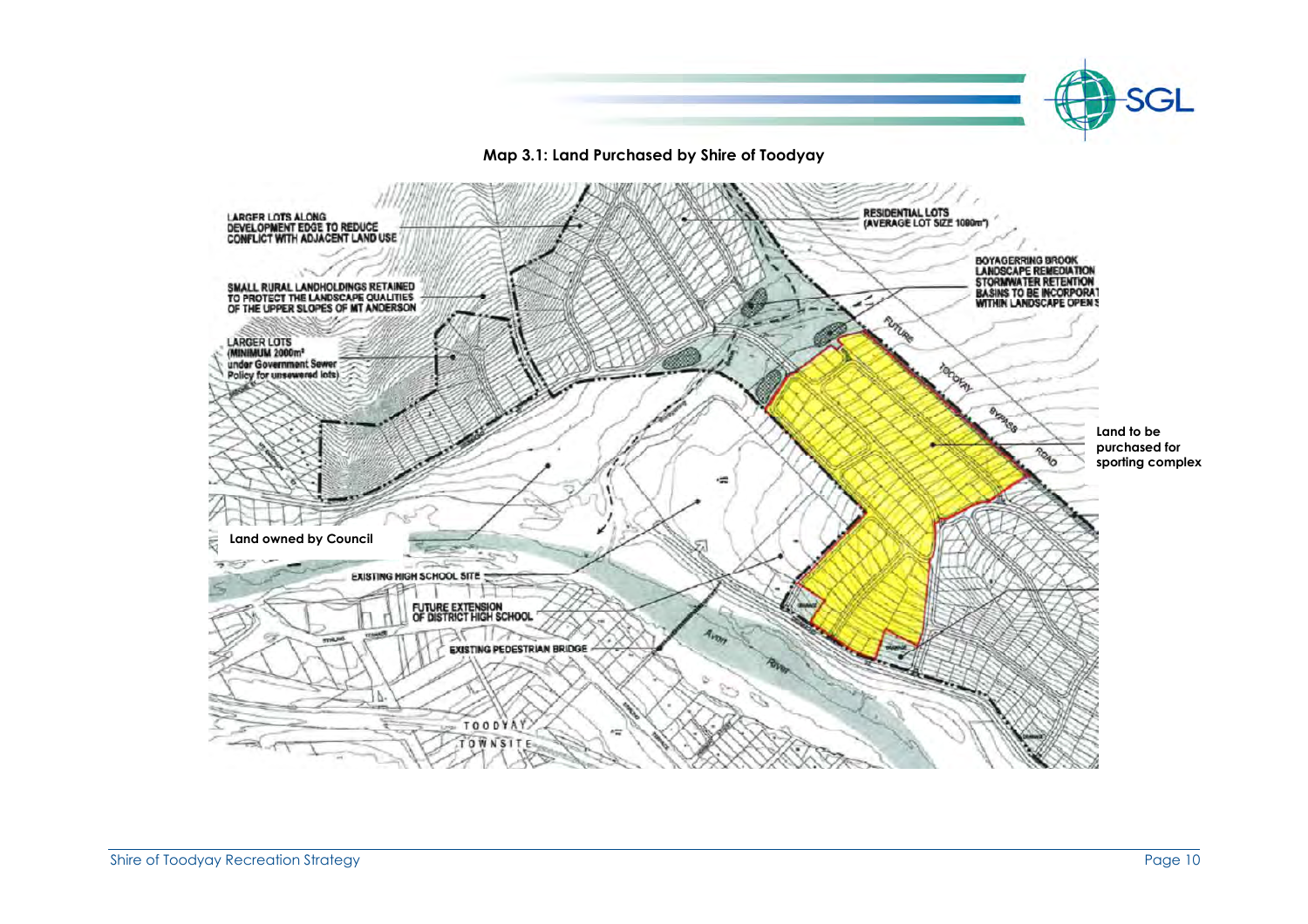**Map 3.1: Land Purchased by Shire of Toodyay**

LARGER LOTS ALONG DEVELOPMENT EDGE TO REDUCE CONFLICT WITH ADJACENT LAND USE

SMALL RURAL LANDHOLDINGS RETAINED TO PROTECT THE LANDSCAPE QUALITIES OF THE UPPER SLOPES OF MT ANDERSON

LARGER LOTS (MINIMUM 2000m²) under Government Sewer Policy for unsewered lots)

RESIDENTIAL LOTS (AVERAGE LOT SIZE 1000m²)

BOYAGERRING BROOK LANDSCAPE REMEDIATION STORMWATER RETENTION BASINS TO BE INCORPORAT WITHIN LANDSCAPE OPEN S

FUTURE TOODYAY BYPASS ROAD

Land to be purchased for sporting complex

Land owned by Council

EXISTING HIGH SCHOOL SITE

FUTURE EXTENSION OF DISTRICT HIGH SCHOOL

EXISTING PEDESTRIAN BRIDGE

Avon River

TOODYAY TOWNSITE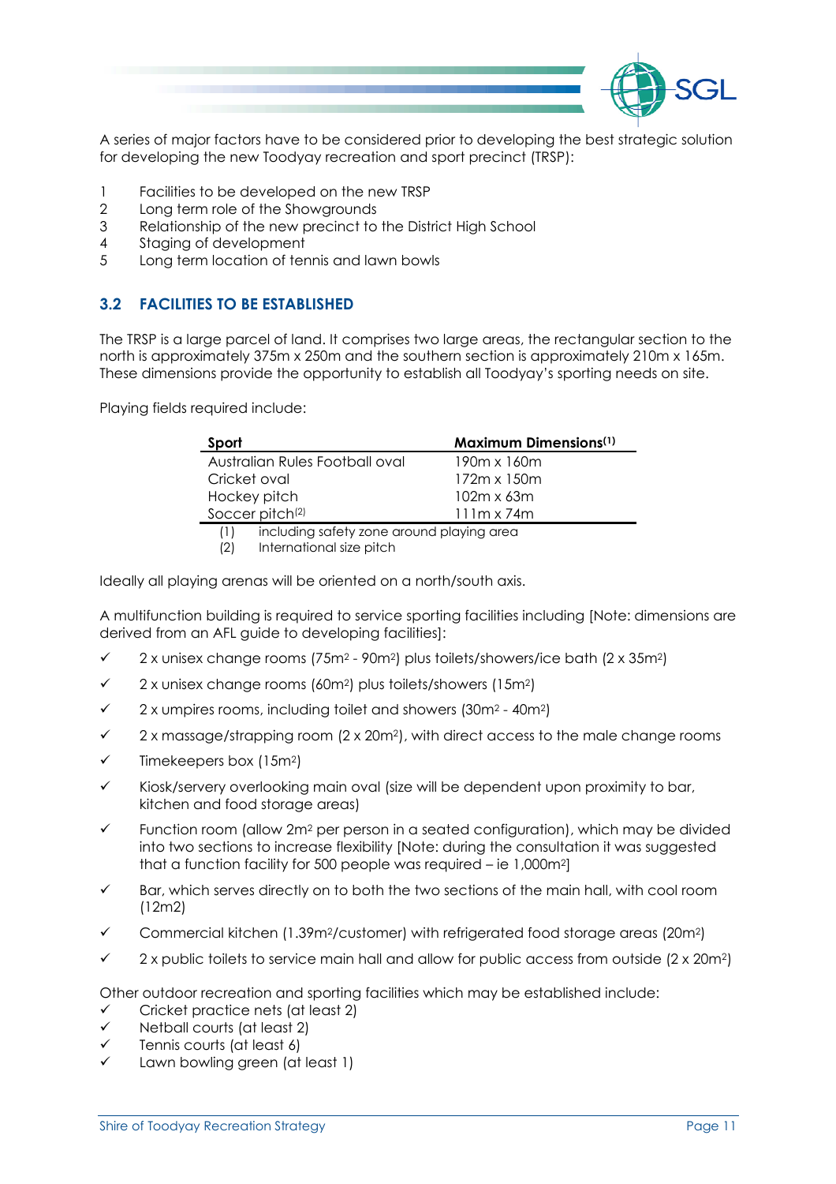A series of major factors have to be considered prior to developing the best strategic solution for developing the new Toodyay recreation and sport precinct (TRSP):

1. Facilities to be developed on the new TRSP
2. Long term role of the Showgrounds
3. Relationship of the new precinct to the District High School
4. Staging of development
5. Long term location of tennis and lawn bowls

## 3.2 FACILITIES TO BE ESTABLISHED

The TRSP is a large parcel of land. It comprises two large areas, the rectangular section to the north is approximately 375m x 250m and the southern section is approximately 210m x 165m. These dimensions provide the opportunity to establish all Toodyay's sporting needs on site.

Playing fields required include:

| Sport | Maximum Dimensions[(1)] |
|---|---|
| Australian Rules Football oval | 190m x 160m |
| Cricket oval | 172m x 150m |
| Hockey pitch | 102m x 63m |
| Soccer pitch[(2)] | 111m x 74m |

(1) including safety zone around playing area
(2) International size pitch

Ideally all playing arenas will be oriented on a north/south axis.

A multifunction building is required to service sporting facilities including [Note: dimensions are derived from an AFL guide to developing facilities]:

- ✓ 2 x unisex change rooms ($75m^2$ - $90m^2$) plus toilets/showers/ice bath (2 x $35m^2$)
- ✓ 2 x unisex change rooms ($60m^2$) plus toilets/showers ($15m^2$)
- ✓ 2 x umpires rooms, including toilet and showers ($30m^2$ - $40m^2$)
- ✓ 2 x massage/strapping room (2 x $20m^2$), with direct access to the male change rooms
- ✓ Timekeepers box ($15m^2$)
- ✓ Kiosk/servery overlooking main oval (size will be dependent upon proximity to bar, kitchen and food storage areas)
- ✓ Function room (allow $2m^2$ per person in a seated configuration), which may be divided into two sections to increase flexibility [Note: during the consultation it was suggested that a function facility for 500 people was required – ie $1,000m^2$]
- ✓ Bar, which serves directly on to both the two sections of the main hall, with cool room (12m2)
- ✓ Commercial kitchen ($1.39m^2$/customer) with refrigerated food storage areas ($20m^2$)
- ✓ 2 x public toilets to service main hall and allow for public access from outside (2 x $20m^2$)

Other outdoor recreation and sporting facilities which may be established include:

- ✓ Cricket practice nets (at least 2)
- ✓ Netball courts (at least 2)
- ✓ Tennis courts (at least 6)
- ✓ Lawn bowling green (at least 1)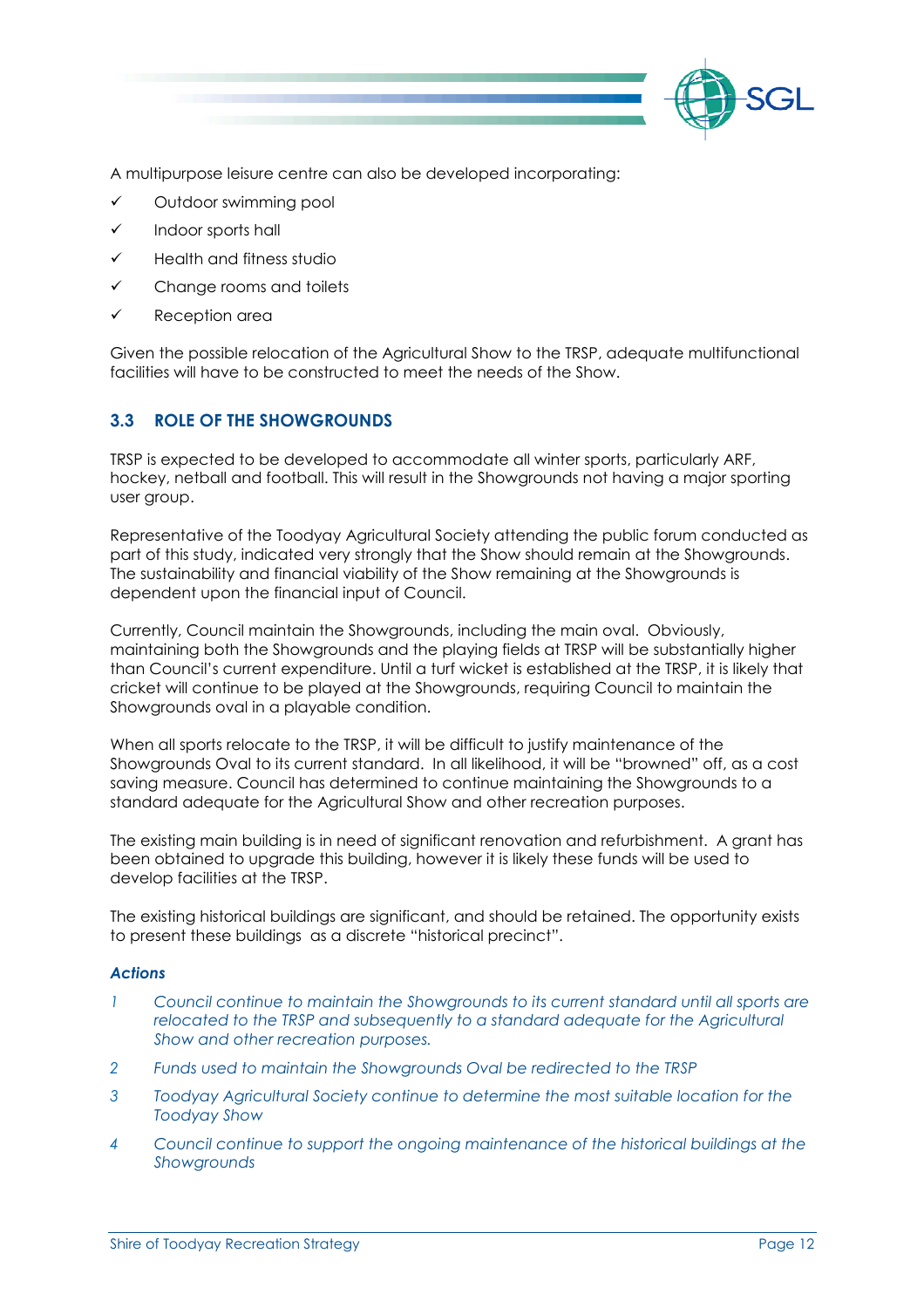A multipurpose leisure centre can also be developed incorporating:

- ✓ Outdoor swimming pool
- ✓ Indoor sports hall
- ✓ Health and fitness studio
- ✓ Change rooms and toilets
- ✓ Reception area

Given the possible relocation of the Agricultural Show to the TRSP, adequate multifunctional facilities will have to be constructed to meet the needs of the Show.

## 3.3 ROLE OF THE SHOWGROUNDS

TRSP is expected to be developed to accommodate all winter sports, particularly ARF, hockey, netball and football. This will result in the Showgrounds not having a major sporting user group.

Representative of the Toodyay Agricultural Society attending the public forum conducted as part of this study, indicated very strongly that the Show should remain at the Showgrounds. The sustainability and financial viability of the Show remaining at the Showgrounds is dependent upon the financial input of Council.

Currently, Council maintain the Showgrounds, including the main oval. Obviously, maintaining both the Showgrounds and the playing fields at TRSP will be substantially higher than Council's current expenditure. Until a turf wicket is established at the TRSP, it is likely that cricket will continue to be played at the Showgrounds, requiring Council to maintain the Showgrounds oval in a playable condition.

When all sports relocate to the TRSP, it will be difficult to justify maintenance of the Showgrounds Oval to its current standard. In all likelihood, it will be "browned" off, as a cost saving measure. Council has determined to continue maintaining the Showgrounds to a standard adequate for the Agricultural Show and other recreation purposes.

The existing main building is in need of significant renovation and refurbishment. A grant has been obtained to upgrade this building, however it is likely these funds will be used to develop facilities at the TRSP.

The existing historical buildings are significant, and should be retained. The opportunity exists to present these buildings as a discrete "historical precinct".

### *Actions*

1. *Council continue to maintain the Showgrounds to its current standard until all sports are relocated to the TRSP and subsequently to a standard adequate for the Agricultural Show and other recreation purposes.*
2. *Funds used to maintain the Showgrounds Oval be redirected to the TRSP*
3. *Toodyay Agricultural Society continue to determine the most suitable location for the Toodyay Show*
4. *Council continue to support the ongoing maintenance of the historical buildings at the Showgrounds*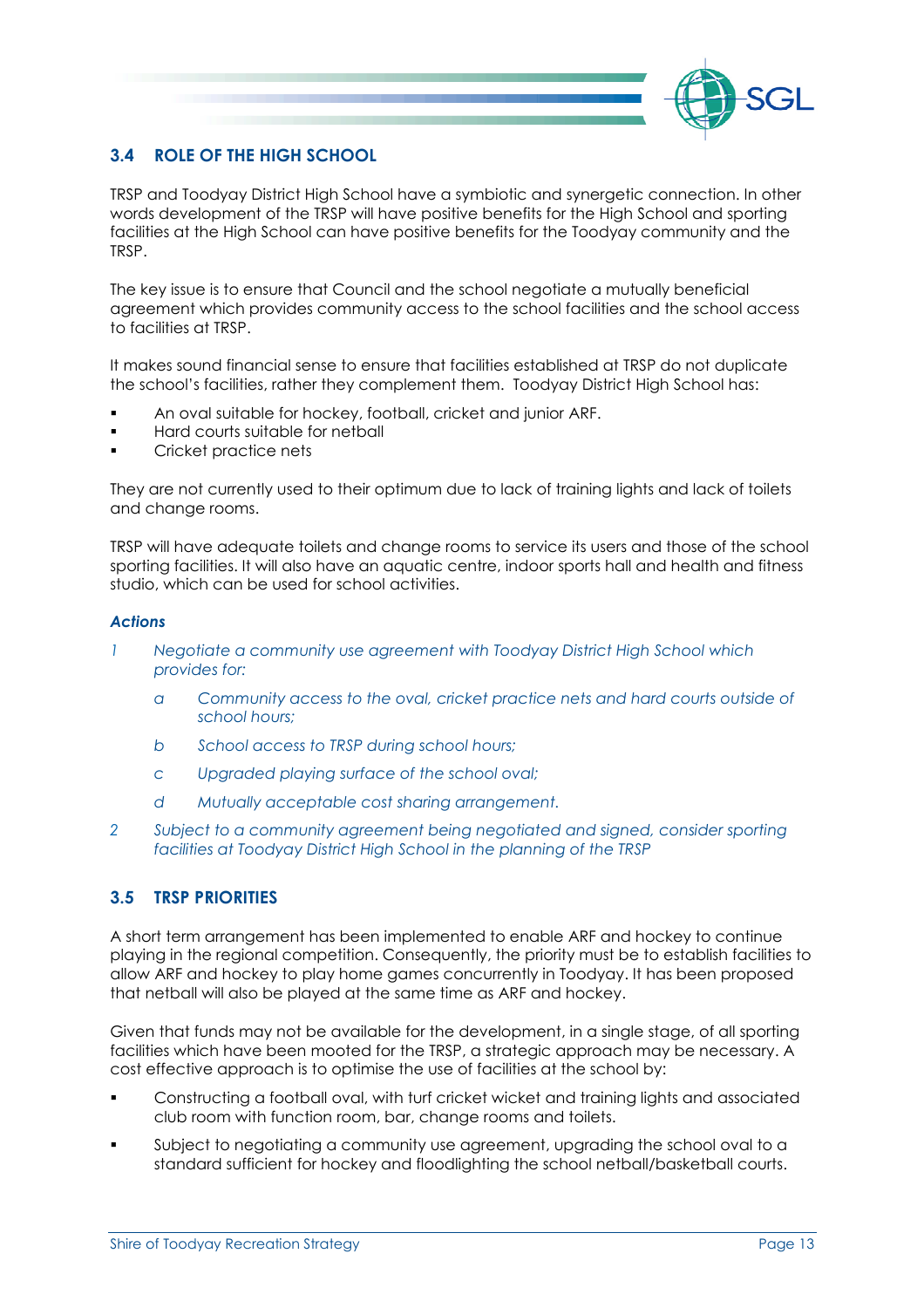## 3.4 ROLE OF THE HIGH SCHOOL

TRSP and Toodyay District High School have a symbiotic and synergetic connection. In other words development of the TRSP will have positive benefits for the High School and sporting facilities at the High School can have positive benefits for the Toodyay community and the TRSP.

The key issue is to ensure that Council and the school negotiate a mutually beneficial agreement which provides community access to the school facilities and the school access to facilities at TRSP.

It makes sound financial sense to ensure that facilities established at TRSP do not duplicate the school's facilities, rather they complement them. Toodyay District High School has:

- An oval suitable for hockey, football, cricket and junior ARF.
- Hard courts suitable for netball
- Cricket practice nets

They are not currently used to their optimum due to lack of training lights and lack of toilets and change rooms.

TRSP will have adequate toilets and change rooms to service its users and those of the school sporting facilities. It will also have an aquatic centre, indoor sports hall and health and fitness studio, which can be used for school activities.

***Actions***

1. *Negotiate a community use agreement with Toodyay District High School which provides for:*
   a. *Community access to the oval, cricket practice nets and hard courts outside of school hours;*
   b. *School access to TRSP during school hours;*
   c. *Upgraded playing surface of the school oval;*
   d. *Mutually acceptable cost sharing arrangement.*
2. *Subject to a community agreement being negotiated and signed, consider sporting facilities at Toodyay District High School in the planning of the TRSP*

## 3.5 TRSP PRIORITIES

A short term arrangement has been implemented to enable ARF and hockey to continue playing in the regional competition. Consequently, the priority must be to establish facilities to allow ARF and hockey to play home games concurrently in Toodyay. It has been proposed that netball will also be played at the same time as ARF and hockey.

Given that funds may not be available for the development, in a single stage, of all sporting facilities which have been mooted for the TRSP, a strategic approach may be necessary. A cost effective approach is to optimise the use of facilities at the school by:

- Constructing a football oval, with turf cricket wicket and training lights and associated club room with function room, bar, change rooms and toilets.
- Subject to negotiating a community use agreement, upgrading the school oval to a standard sufficient for hockey and floodlighting the school netball/basketball courts.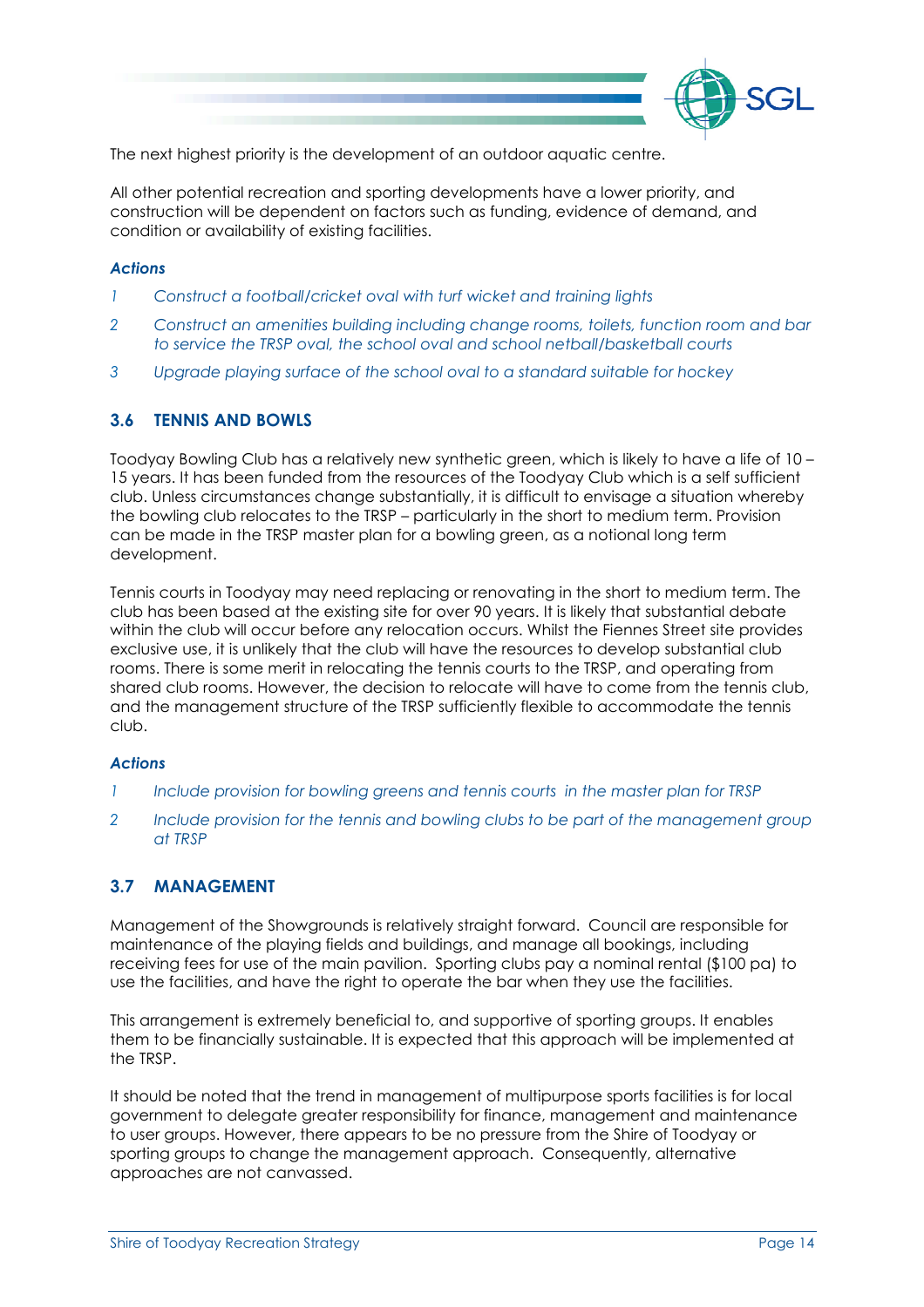The next highest priority is the development of an outdoor aquatic centre.

All other potential recreation and sporting developments have a lower priority, and construction will be dependent on factors such as funding, evidence of demand, and condition or availability of existing facilities.

***Actions***

1. *Construct a football/cricket oval with turf wicket and training lights*
2. *Construct an amenities building including change rooms, toilets, function room and bar to service the TRSP oval, the school oval and school netball/basketball courts*
3. *Upgrade playing surface of the school oval to a standard suitable for hockey*

### 3.6 TENNIS AND BOWLS

Toodyay Bowling Club has a relatively new synthetic green, which is likely to have a life of 10 – 15 years. It has been funded from the resources of the Toodyay Club which is a self sufficient club. Unless circumstances change substantially, it is difficult to envisage a situation whereby the bowling club relocates to the TRSP – particularly in the short to medium term. Provision can be made in the TRSP master plan for a bowling green, as a notional long term development.

Tennis courts in Toodyay may need replacing or renovating in the short to medium term. The club has been based at the existing site for over 90 years. It is likely that substantial debate within the club will occur before any relocation occurs. Whilst the Fiennes Street site provides exclusive use, it is unlikely that the club will have the resources to develop substantial club rooms. There is some merit in relocating the tennis courts to the TRSP, and operating from shared club rooms. However, the decision to relocate will have to come from the tennis club, and the management structure of the TRSP sufficiently flexible to accommodate the tennis club.

***Actions***

1. *Include provision for bowling greens and tennis courts in the master plan for TRSP*
2. *Include provision for the tennis and bowling clubs to be part of the management group at TRSP*

### 3.7 MANAGEMENT

Management of the Showgrounds is relatively straight forward. Council are responsible for maintenance of the playing fields and buildings, and manage all bookings, including receiving fees for use of the main pavilion. Sporting clubs pay a nominal rental ($100 pa) to use the facilities, and have the right to operate the bar when they use the facilities.

This arrangement is extremely beneficial to, and supportive of sporting groups. It enables them to be financially sustainable. It is expected that this approach will be implemented at the TRSP.

It should be noted that the trend in management of multipurpose sports facilities is for local government to delegate greater responsibility for finance, management and maintenance to user groups. However, there appears to be no pressure from the Shire of Toodyay or sporting groups to change the management approach. Consequently, alternative approaches are not canvassed.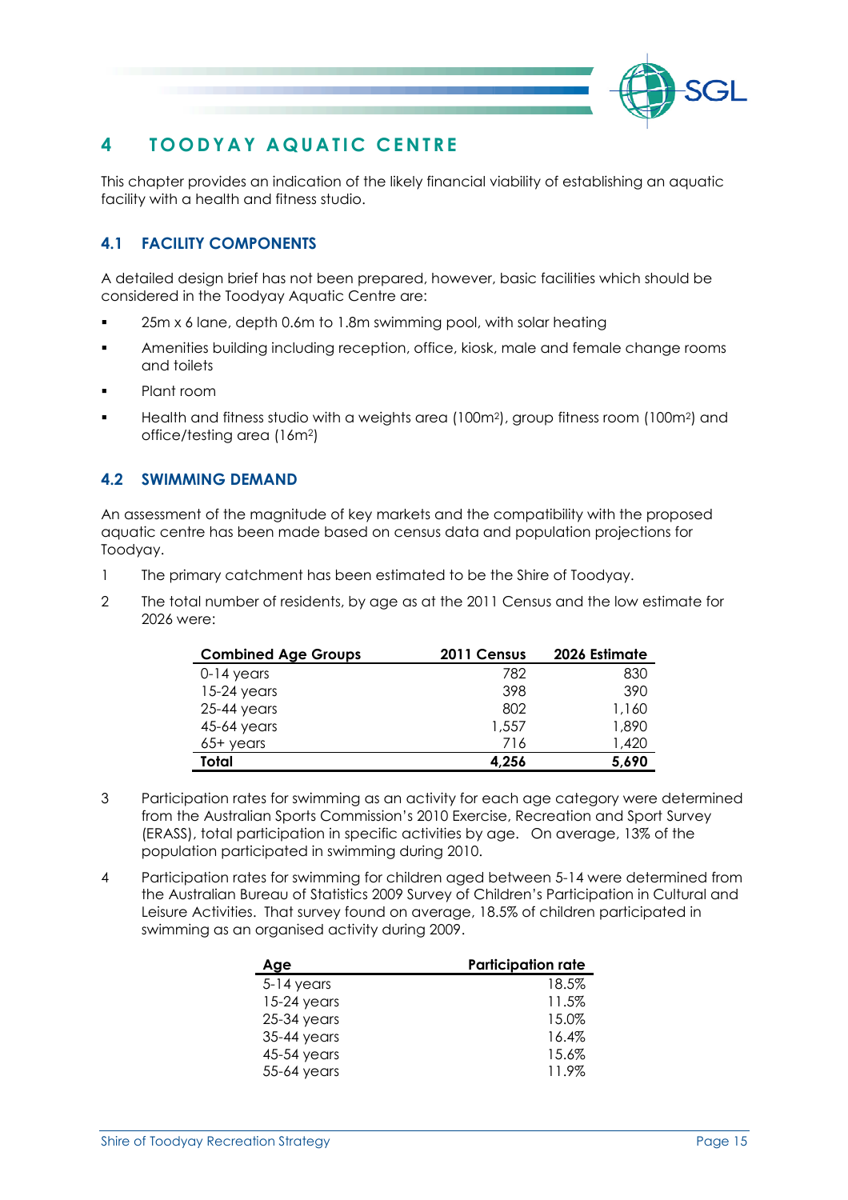# 4 TOODYAY AQUATIC CENTRE

This chapter provides an indication of the likely financial viability of establishing an aquatic facility with a health and fitness studio.

## 4.1 FACILITY COMPONENTS

A detailed design brief has not been prepared, however, basic facilities which should be considered in the Toodyay Aquatic Centre are:

- 25m x 6 lane, depth 0.6m to 1.8m swimming pool, with solar heating
- Amenities building including reception, office, kiosk, male and female change rooms and toilets
- Plant room
- Health and fitness studio with a weights area (100m$^2$), group fitness room (100m$^2$) and office/testing area (16m$^2$)

## 4.2 SWIMMING DEMAND

An assessment of the magnitude of key markets and the compatibility with the proposed aquatic centre has been made based on census data and population projections for Toodyay.

1. The primary catchment has been estimated to be the Shire of Toodyay.
2. The total number of residents, by age as at the 2011 Census and the low estimate for 2026 were:

| Combined Age Groups | 2011 Census | 2026 Estimate |
|---|---|---|
| 0-14 years | 782 | 830 |
| 15-24 years | 398 | 390 |
| 25-44 years | 802 | 1,160 |
| 45-64 years | 1,557 | 1,890 |
| 65+ years | 716 | 1,420 |
| **Total** | **4,256** | **5,690** |

3. Participation rates for swimming as an activity for each age category were determined from the Australian Sports Commission's 2010 Exercise, Recreation and Sport Survey (ERASS), total participation in specific activities by age. On average, 13% of the population participated in swimming during 2010.
4. Participation rates for swimming for children aged between 5-14 were determined from the Australian Bureau of Statistics 2009 Survey of Children's Participation in Cultural and Leisure Activities. That survey found on average, 18.5% of children participated in swimming as an organised activity during 2009.

| Age | Participation rate |
|---|---|
| 5-14 years | 18.5% |
| 15-24 years | 11.5% |
| 25-34 years | 15.0% |
| 35-44 years | 16.4% |
| 45-54 years | 15.6% |
| 55-64 years | 11.9% |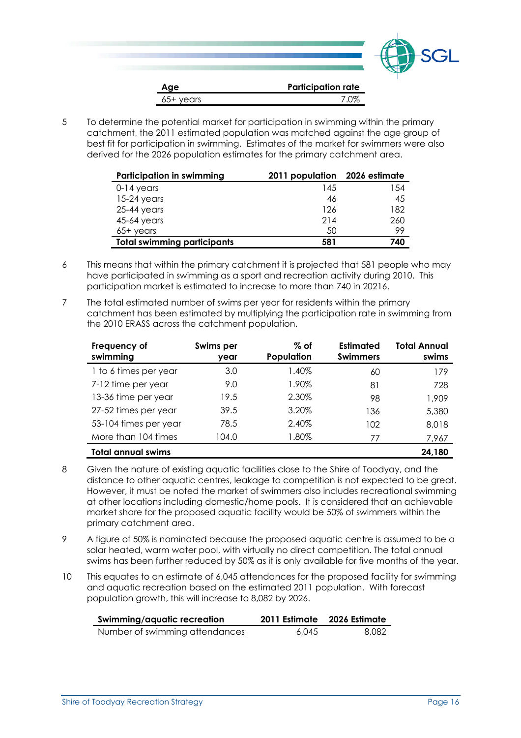| Age | Participation rate |
|---|---|
| 65+ years | 7.0% |

5 To determine the potential market for participation in swimming within the primary catchment, the 2011 estimated population was matched against the age group of best fit for participation in swimming. Estimates of the market for swimmers were also derived for the 2026 population estimates for the primary catchment area.

| Participation in swimming | 2011 population | 2026 estimate |
|---|---|---|
| 0-14 years | 145 | 154 |
| 15-24 years | 46 | 45 |
| 25-44 years | 126 | 182 |
| 45-64 years | 214 | 260 |
| 65+ years | 50 | 99 |
| **Total swimming participants** | **581** | **740** |

6 This means that within the primary catchment it is projected that 581 people who may have participated in swimming as a sport and recreation activity during 2010. This participation market is estimated to increase to more than 740 in 20216.

7 The total estimated number of swims per year for residents within the primary catchment has been estimated by multiplying the participation rate in swimming from the 2010 ERASS across the catchment population.

| Frequency of swimming | Swims per year | % of Population | Estimated Swimmers | Total Annual swims |
|---|---|---|---|---|
| 1 to 6 times per year | 3.0 | 1.40% | 60 | 179 |
| 7-12 time per year | 9.0 | 1.90% | 81 | 728 |
| 13-36 time per year | 19.5 | 2.30% | 98 | 1,909 |
| 27-52 times per year | 39.5 | 3.20% | 136 | 5,380 |
| 53-104 times per year | 78.5 | 2.40% | 102 | 8,018 |
| More than 104 times | 104.0 | 1.80% | 77 | 7,967 |
| **Total annual swims** | | | | **24,180** |

8 Given the nature of existing aquatic facilities close to the Shire of Toodyay, and the distance to other aquatic centres, leakage to competition is not expected to be great. However, it must be noted the market of swimmers also includes recreational swimming at other locations including domestic/home pools. It is considered that an achievable market share for the proposed aquatic facility would be 50% of swimmers within the primary catchment area.

9 A figure of 50% is nominated because the proposed aquatic centre is assumed to be a solar heated, warm water pool, with virtually no direct competition. The total annual swims has been further reduced by 50% as it is only available for five months of the year.

10 This equates to an estimate of 6,045 attendances for the proposed facility for swimming and aquatic recreation based on the estimated 2011 population. With forecast population growth, this will increase to 8,082 by 2026.

| Swimming/aquatic recreation | 2011 Estimate | 2026 Estimate |
|---|---|---|
| Number of swimming attendances | 6,045 | 8,082 |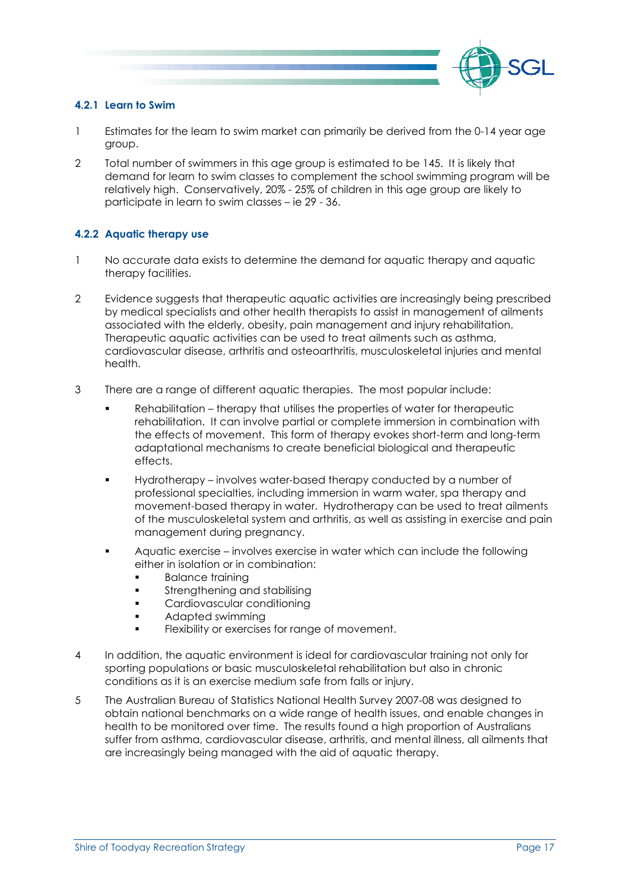#### 4.2.1 Learn to Swim

1. Estimates for the learn to swim market can primarily be derived from the 0-14 year age group.

2. Total number of swimmers in this age group is estimated to be 145. It is likely that demand for learn to swim classes to complement the school swimming program will be relatively high. Conservatively, 20% - 25% of children in this age group are likely to participate in learn to swim classes – ie 29 - 36.

#### 4.2.2 Aquatic therapy use

1. No accurate data exists to determine the demand for aquatic therapy and aquatic therapy facilities.

2. Evidence suggests that therapeutic aquatic activities are increasingly being prescribed by medical specialists and other health therapists to assist in management of ailments associated with the elderly, obesity, pain management and injury rehabilitation. Therapeutic aquatic activities can be used to treat ailments such as asthma, cardiovascular disease, arthritis and osteoarthritis, musculoskeletal injuries and mental health.

3. There are a range of different aquatic therapies. The most popular include:

   - Rehabilitation – therapy that utilises the properties of water for therapeutic rehabilitation. It can involve partial or complete immersion in combination with the effects of movement. This form of therapy evokes short-term and long-term adaptational mechanisms to create beneficial biological and therapeutic effects.
   - Hydrotherapy – involves water-based therapy conducted by a number of professional specialties, including immersion in warm water, spa therapy and movement-based therapy in water. Hydrotherapy can be used to treat ailments of the musculoskeletal system and arthritis, as well as assisting in exercise and pain management during pregnancy.
   - Aquatic exercise – involves exercise in water which can include the following either in isolation or in combination:
     - Balance training
     - Strengthening and stabilising
     - Cardiovascular conditioning
     - Adapted swimming
     - Flexibility or exercises for range of movement.

4. In addition, the aquatic environment is ideal for cardiovascular training not only for sporting populations or basic musculoskeletal rehabilitation but also in chronic conditions as it is an exercise medium safe from falls or injury.

5. The Australian Bureau of Statistics National Health Survey 2007-08 was designed to obtain national benchmarks on a wide range of health issues, and enable changes in health to be monitored over time. The results found a high proportion of Australians suffer from asthma, cardiovascular disease, arthritis, and mental illness, all ailments that are increasingly being managed with the aid of aquatic therapy.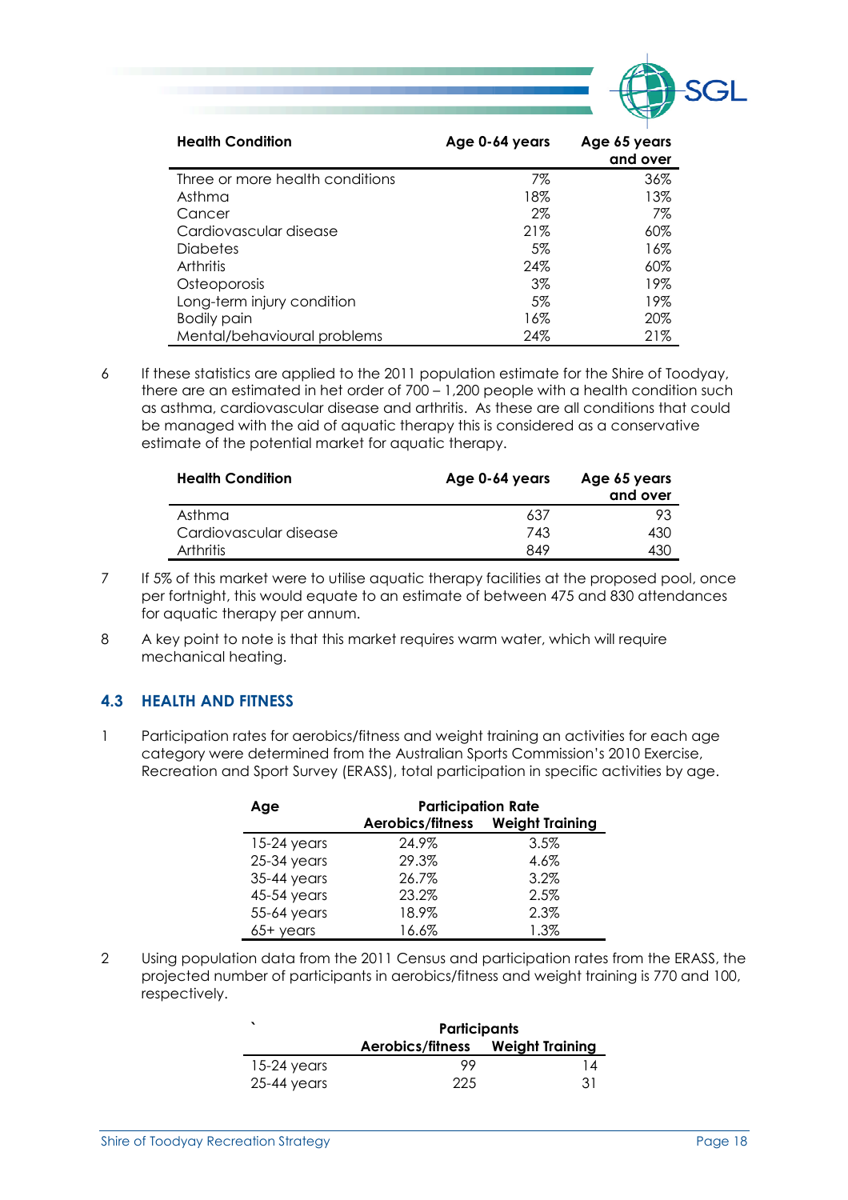| Health Condition | Age 0-64 years | Age 65 years and over |
|---|---|---|
| Three or more health conditions | 7% | 36% |
| Asthma | 18% | 13% |
| Cancer | 2% | 7% |
| Cardiovascular disease | 21% | 60% |
| Diabetes | 5% | 16% |
| Arthritis | 24% | 60% |
| Osteoporosis | 3% | 19% |
| Long-term injury condition | 5% | 19% |
| Bodily pain | 16% | 20% |
| Mental/behavioural problems | 24% | 21% |

6 If these statistics are applied to the 2011 population estimate for the Shire of Toodyay, there are an estimated in het order of 700 – 1,200 people with a health condition such as asthma, cardiovascular disease and arthritis. As these are all conditions that could be managed with the aid of aquatic therapy this is considered as a conservative estimate of the potential market for aquatic therapy.

| Health Condition | Age 0-64 years | Age 65 years and over |
|---|---|---|
| Asthma | 637 | 93 |
| Cardiovascular disease | 743 | 430 |
| Arthritis | 849 | 430 |

7 If 5% of this market were to utilise aquatic therapy facilities at the proposed pool, once per fortnight, this would equate to an estimate of between 475 and 830 attendances for aquatic therapy per annum.

8 A key point to note is that this market requires warm water, which will require mechanical heating.

## 4.3 HEALTH AND FITNESS

1 Participation rates for aerobics/fitness and weight training an activities for each age category were determined from the Australian Sports Commission's 2010 Exercise, Recreation and Sport Survey (ERASS), total participation in specific activities by age.

| Age | Participation Rate | |
|---|---|---|
| | Aerobics/fitness | Weight Training |
| 15-24 years | 24.9% | 3.5% |
| 25-34 years | 29.3% | 4.6% |
| 35-44 years | 26.7% | 3.2% |
| 45-54 years | 23.2% | 2.5% |
| 55-64 years | 18.9% | 2.3% |
| 65+ years | 16.6% | 1.3% |

2 Using population data from the 2011 Census and participation rates from the ERASS, the projected number of participants in aerobics/fitness and weight training is 770 and 100, respectively.

| ` | Participants | |
|---|---|---|
| | Aerobics/fitness | Weight Training |
| 15-24 years | 99 | 14 |
| 25-44 years | 225 | 31 |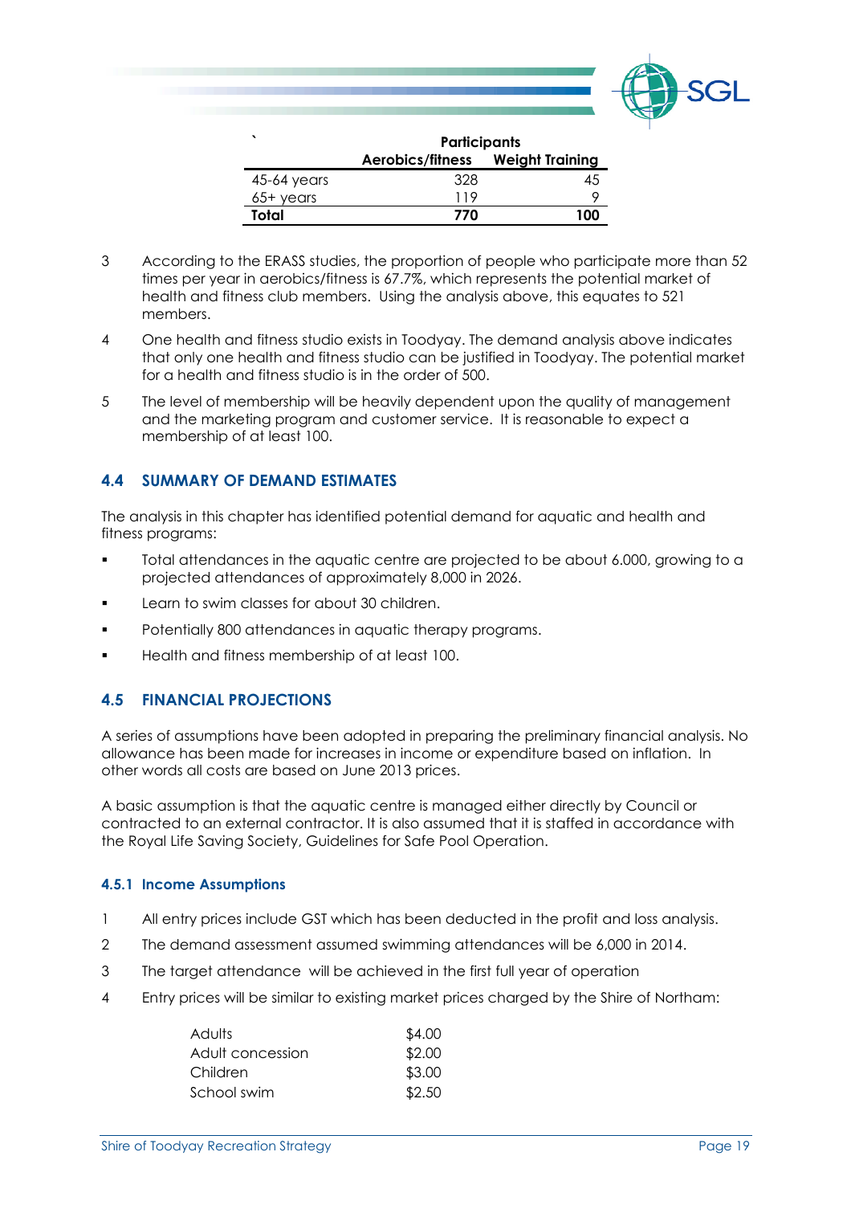| ` | Participants | |
|---|---|---|
| | Aerobics/fitness | Weight Training |
| 45-64 years | 328 | 45 |
| 65+ years | 119 | 9 |
| **Total** | **770** | **100** |

3. According to the ERASS studies, the proportion of people who participate more than 52 times per year in aerobics/fitness is 67.7%, which represents the potential market of health and fitness club members. Using the analysis above, this equates to 521 members.

4. One health and fitness studio exists in Toodyay. The demand analysis above indicates that only one health and fitness studio can be justified in Toodyay. The potential market for a health and fitness studio is in the order of 500.

5. The level of membership will be heavily dependent upon the quality of management and the marketing program and customer service. It is reasonable to expect a membership of at least 100.

## 4.4 SUMMARY OF DEMAND ESTIMATES

The analysis in this chapter has identified potential demand for aquatic and health and fitness programs:

- Total attendances in the aquatic centre are projected to be about 6.000, growing to a projected attendances of approximately 8,000 in 2026.
- Learn to swim classes for about 30 children.
- Potentially 800 attendances in aquatic therapy programs.
- Health and fitness membership of at least 100.

## 4.5 FINANCIAL PROJECTIONS

A series of assumptions have been adopted in preparing the preliminary financial analysis. No allowance has been made for increases in income or expenditure based on inflation. In other words all costs are based on June 2013 prices.

A basic assumption is that the aquatic centre is managed either directly by Council or contracted to an external contractor. It is also assumed that it is staffed in accordance with the Royal Life Saving Society, Guidelines for Safe Pool Operation.

### 4.5.1 Income Assumptions

1. All entry prices include GST which has been deducted in the profit and loss analysis.

2. The demand assessment assumed swimming attendances will be 6,000 in 2014.

3. The target attendance will be achieved in the first full year of operation

4. Entry prices will be similar to existing market prices charged by the Shire of Northam:

| | |
|---|---|
| Adults | $4.00 |
| Adult concession | $2.00 |
| Children | $3.00 |
| School swim | $2.50 |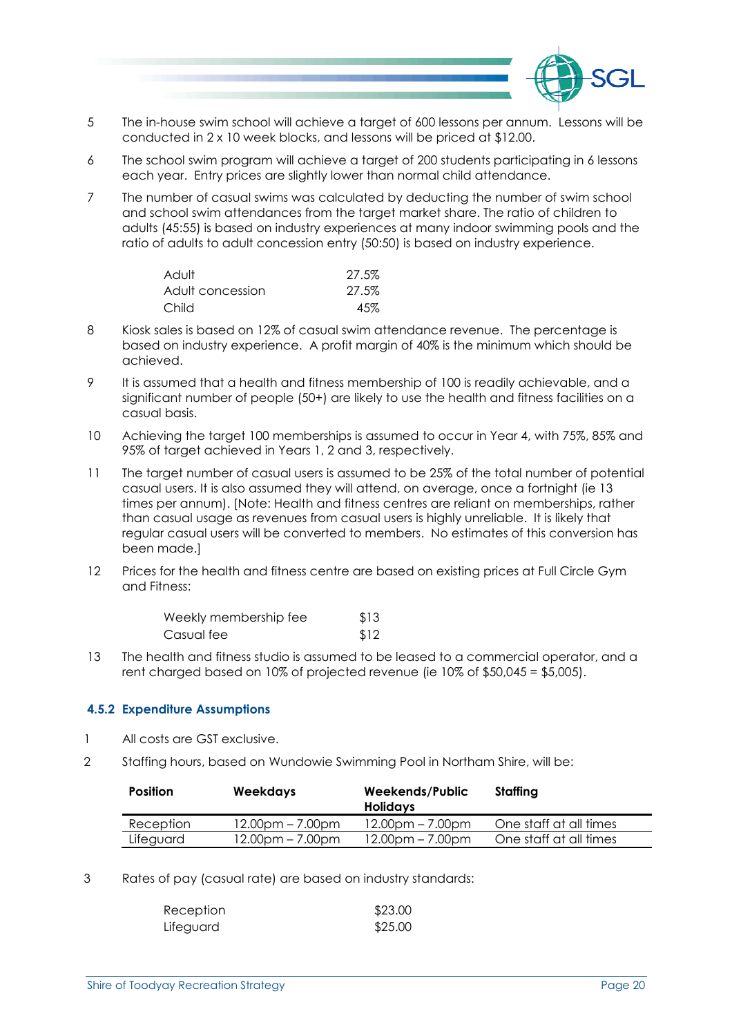5 The in-house swim school will achieve a target of 600 lessons per annum. Lessons will be conducted in 2 x 10 week blocks, and lessons will be priced at $12.00.

6 The school swim program will achieve a target of 200 students participating in 6 lessons each year. Entry prices are slightly lower than normal child attendance.

7 The number of casual swims was calculated by deducting the number of swim school and school swim attendances from the target market share. The ratio of children to adults (45:55) is based on industry experiences at many indoor swimming pools and the ratio of adults to adult concession entry (50:50) is based on industry experience.

| | |
|---|---|
| Adult | 27.5% |
| Adult concession | 27.5% |
| Child | 45% |

8 Kiosk sales is based on 12% of casual swim attendance revenue. The percentage is based on industry experience. A profit margin of 40% is the minimum which should be achieved.

9 It is assumed that a health and fitness membership of 100 is readily achievable, and a significant number of people (50+) are likely to use the health and fitness facilities on a casual basis.

10 Achieving the target 100 memberships is assumed to occur in Year 4, with 75%, 85% and 95% of target achieved in Years 1, 2 and 3, respectively.

11 The target number of casual users is assumed to be 25% of the total number of potential casual users. It is also assumed they will attend, on average, once a fortnight (ie 13 times per annum). [Note: Health and fitness centres are reliant on memberships, rather than casual usage as revenues from casual users is highly unreliable. It is likely that regular casual users will be converted to members. No estimates of this conversion has been made.]

12 Prices for the health and fitness centre are based on existing prices at Full Circle Gym and Fitness:

| | |
|---|---|
| Weekly membership fee | $13 |
| Casual fee | $12 |

13 The health and fitness studio is assumed to be leased to a commercial operator, and a rent charged based on 10% of projected revenue (ie 10% of $50,045 = $5,005).

### 4.5.2 Expenditure Assumptions

1 All costs are GST exclusive.

2 Staffing hours, based on Wundowie Swimming Pool in Northam Shire, will be:

| Position | Weekdays | Weekends/Public Holidays | Staffing |
|---|---|---|---|
| Reception | 12.00pm – 7.00pm | 12.00pm – 7.00pm | One staff at all times |
| Lifeguard | 12.00pm – 7.00pm | 12.00pm – 7.00pm | One staff at all times |

3 Rates of pay (casual rate) are based on industry standards:

| | |
|---|---|
| Reception | $23.00 |
| Lifeguard | $25.00 |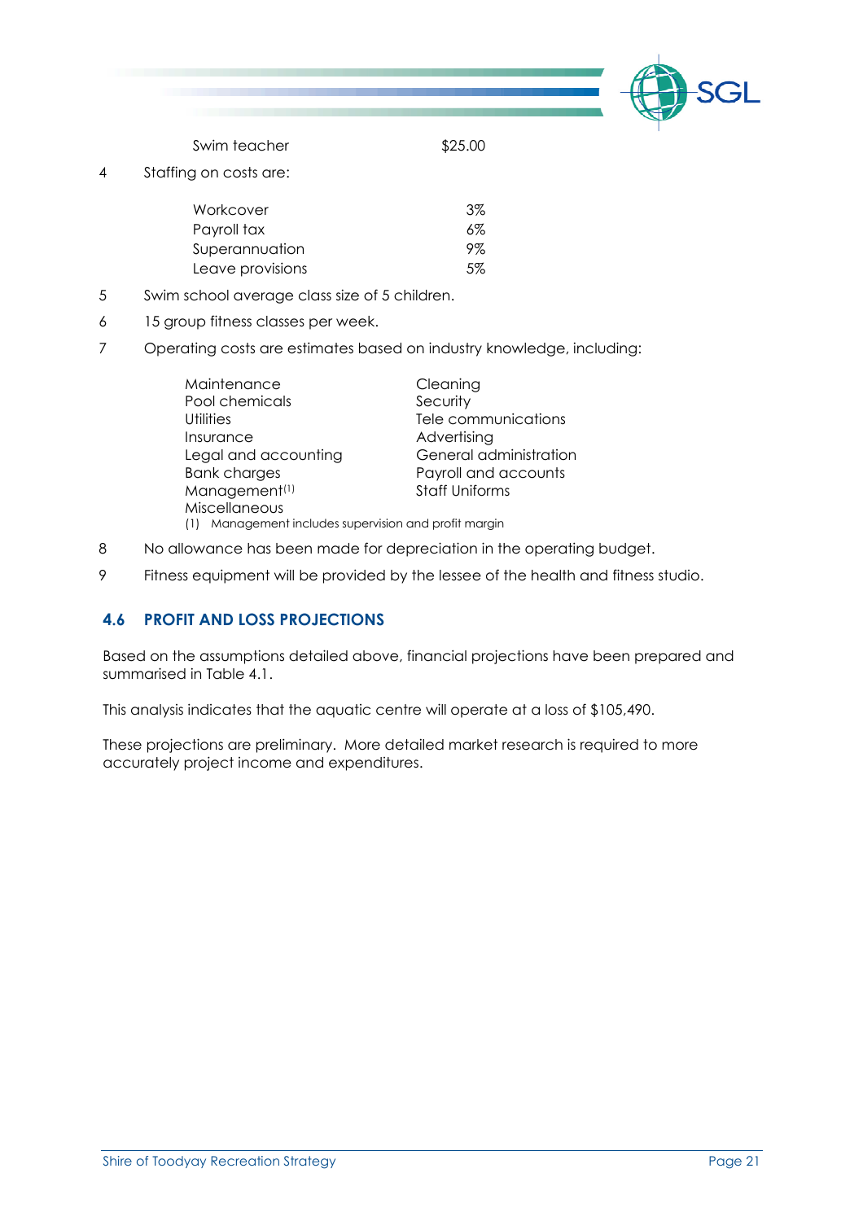| | |
|---|---|
| Swim teacher | $25.00 |

4. Staffing on costs are:

| | |
|---|---|
| Workcover | 3% |
| Payroll tax | 6% |
| Superannuation | 9% |
| Leave provisions | 5% |

5. Swim school average class size of 5 children.
6. 15 group fitness classes per week.
7. Operating costs are estimates based on industry knowledge, including:

| | |
|---|---|
| Maintenance | Cleaning |
| Pool chemicals | Security |
| Utilities | Tele communications |
| Insurance | Advertising |
| Legal and accounting | General administration |
| Bank charges | Payroll and accounts |
| Management(1) | Staff Uniforms |
| Miscellaneous | |

(1) Management includes supervision and profit margin

8. No allowance has been made for depreciation in the operating budget.
9. Fitness equipment will be provided by the lessee of the health and fitness studio.

## 4.6 PROFIT AND LOSS PROJECTIONS

Based on the assumptions detailed above, financial projections have been prepared and summarised in Table 4.1.

This analysis indicates that the aquatic centre will operate at a loss of $105,490.

These projections are preliminary. More detailed market research is required to more accurately project income and expenditures.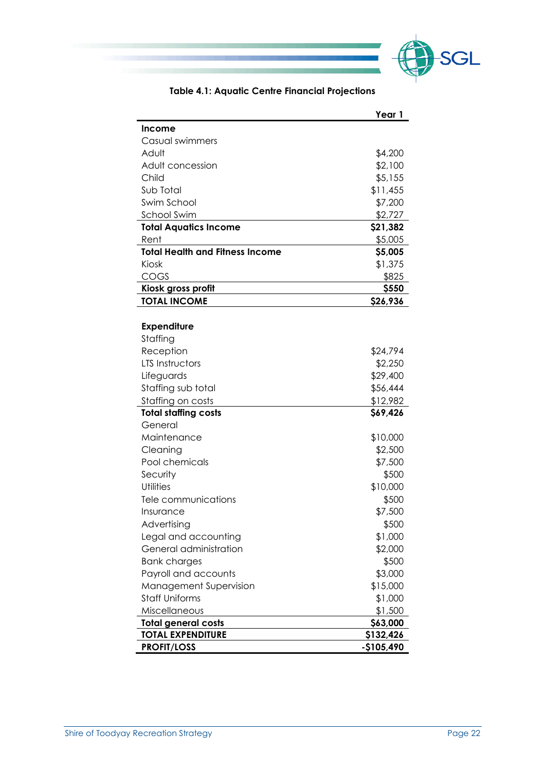**Table 4.1: Aquatic Centre Financial Projections**

| | Year 1 |
|---|---|
| **Income** | |
| Casual swimmers | |
| Adult | $4,200 |
| Adult concession | $2,100 |
| Child | $5,155 |
| Sub Total | $11,455 |
| Swim School | $7,200 |
| School Swim | $2,727 |
| **Total Aquatics Income** | **$21,382** |
| Rent | $5,005 |
| **Total Health and Fitness Income** | **$5,005** |
| Kiosk | $1,375 |
| COGS | $825 |
| **Kiosk gross profit** | **$550** |
| **TOTAL INCOME** | **$26,936** |
| | |
| **Expenditure** | |
| Staffing | |
| Reception | $24,794 |
| LTS Instructors | $2,250 |
| Lifeguards | $29,400 |
| Staffing sub total | $56,444 |
| Staffing on costs | $12,982 |
| **Total staffing costs** | **$69,426** |
| General | |
| Maintenance | $10,000 |
| Cleaning | $2,500 |
| Pool chemicals | $7,500 |
| Security | $500 |
| Utilities | $10,000 |
| Tele communications | $500 |
| Insurance | $7,500 |
| Advertising | $500 |
| Legal and accounting | $1,000 |
| General administration | $2,000 |
| Bank charges | $500 |
| Payroll and accounts | $3,000 |
| Management Supervision | $15,000 |
| Staff Uniforms | $1,000 |
| Miscellaneous | $1,500 |
| **Total general costs** | **$63,000** |
| **TOTAL EXPENDITURE** | **$132,426** |
| **PROFIT/LOSS** | **-$105,490** |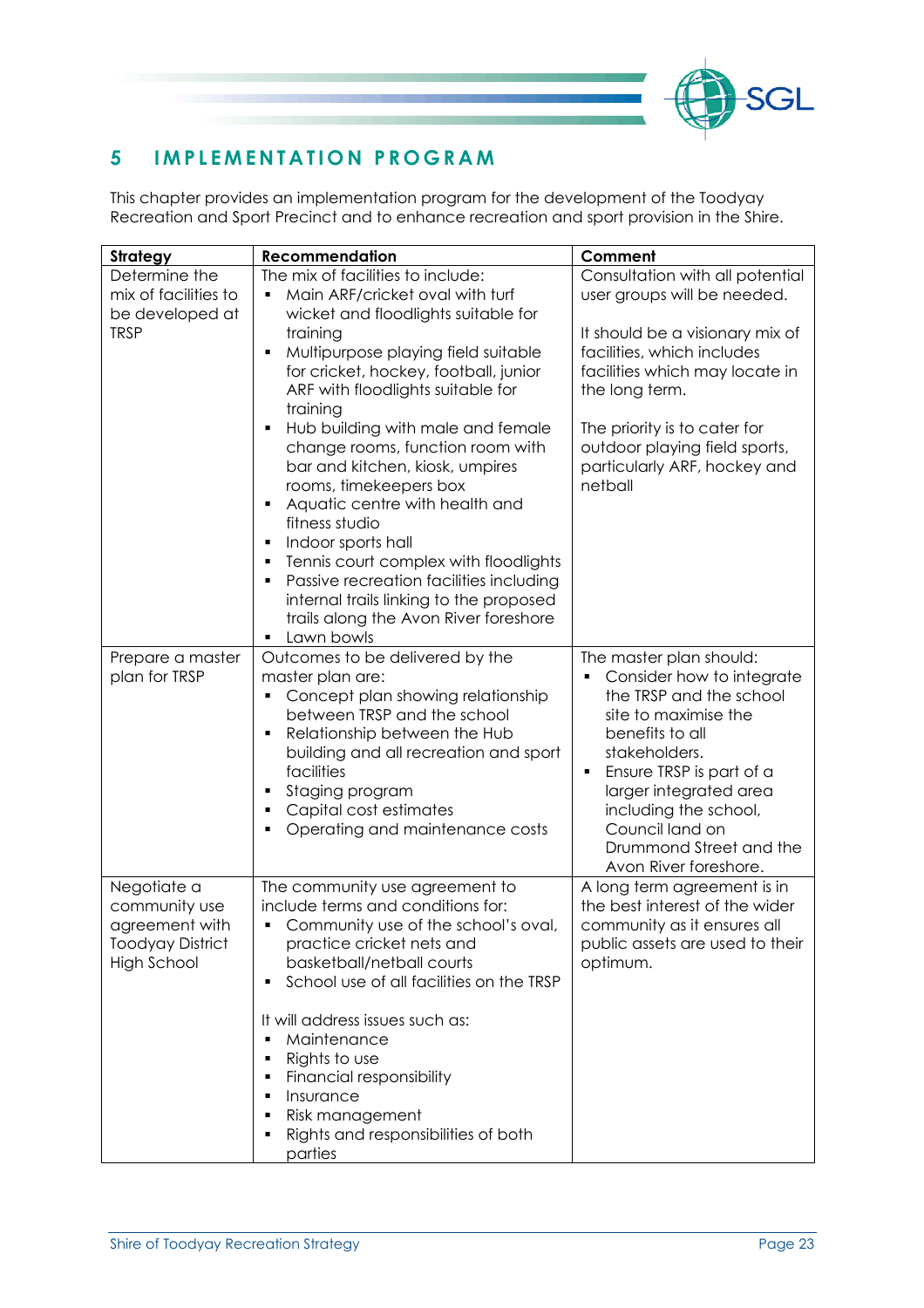# 5 IMPLEMENTATION PROGRAM

This chapter provides an implementation program for the development of the Toodyay Recreation and Sport Precinct and to enhance recreation and sport provision in the Shire.

| Strategy | Recommendation | Comment |
|---|---|---|
| Determine the mix of facilities to be developed at TRSP | The mix of facilities to include:<br>▪ Main ARF/cricket oval with turf wicket and floodlights suitable for training<br>▪ Multipurpose playing field suitable for cricket, hockey, football, junior ARF with floodlights suitable for training<br>▪ Hub building with male and female change rooms, function room with bar and kitchen, kiosk, umpires rooms, timekeepers box<br>▪ Aquatic centre with health and fitness studio<br>▪ Indoor sports hall<br>▪ Tennis court complex with floodlights<br>▪ Passive recreation facilities including internal trails linking to the proposed trails along the Avon River foreshore<br>▪ Lawn bowls | Consultation with all potential user groups will be needed.<br><br>It should be a visionary mix of facilities, which includes facilities which may locate in the long term.<br><br>The priority is to cater for outdoor playing field sports, particularly ARF, hockey and netball |
| Prepare a master plan for TRSP | Outcomes to be delivered by the master plan are:<br>▪ Concept plan showing relationship between TRSP and the school<br>▪ Relationship between the Hub building and all recreation and sport facilities<br>▪ Staging program<br>▪ Capital cost estimates<br>▪ Operating and maintenance costs | The master plan should:<br>▪ Consider how to integrate the TRSP and the school site to maximise the benefits to all stakeholders.<br>▪ Ensure TRSP is part of a larger integrated area including the school, Council land on Drummond Street and the Avon River foreshore. |
| Negotiate a community use agreement with Toodyay District High School | The community use agreement to include terms and conditions for:<br>▪ Community use of the school's oval, practice cricket nets and basketball/netball courts<br>▪ School use of all facilities on the TRSP<br><br>It will address issues such as:<br>▪ Maintenance<br>▪ Rights to use<br>▪ Financial responsibility<br>▪ Insurance<br>▪ Risk management<br>▪ Rights and responsibilities of both parties | A long term agreement is in the best interest of the wider community as it ensures all public assets are used to their optimum. |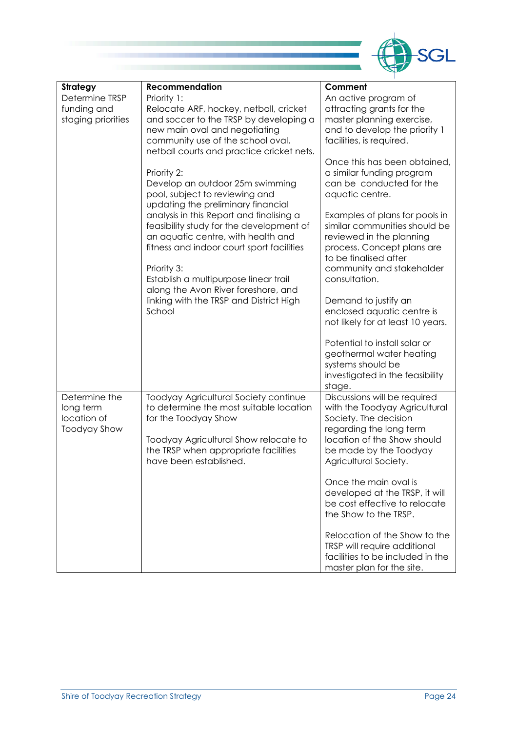| Strategy | Recommendation | Comment |
|---|---|---|
| Determine TRSP funding and staging priorities | Priority 1:<br>Relocate ARF, hockey, netball, cricket and soccer to the TRSP by developing a new main oval and negotiating community use of the school oval, netball courts and practice cricket nets.<br><br>Priority 2:<br>Develop an outdoor 25m swimming pool, subject to reviewing and updating the preliminary financial analysis in this Report and finalising a feasibility study for the development of an aquatic centre, with health and fitness and indoor court sport facilities<br><br>Priority 3:<br>Establish a multipurpose linear trail along the Avon River foreshore, and linking with the TRSP and District High School | An active program of attracting grants for the master planning exercise, and to develop the priority 1 facilities, is required.<br><br>Once this has been obtained, a similar funding program can be conducted for the aquatic centre.<br><br>Examples of plans for pools in similar communities should be reviewed in the planning process. Concept plans are to be finalised after community and stakeholder consultation.<br><br>Demand to justify an enclosed aquatic centre is not likely for at least 10 years.<br><br>Potential to install solar or geothermal water heating systems should be investigated in the feasibility stage. |
| Determine the long term location of Toodyay Show | Toodyay Agricultural Society continue to determine the most suitable location for the Toodyay Show<br><br>Toodyay Agricultural Show relocate to the TRSP when appropriate facilities have been established. | Discussions will be required with the Toodyay Agricultural Society. The decision regarding the long term location of the Toodyay Show should be made by the Toodyay Agricultural Society.<br><br>Once the main oval is developed at the TRSP, it will be cost effective to relocate the Show to the TRSP.<br><br>Relocation of the Show to the TRSP will require additional facilities to be included in the master plan for the site. |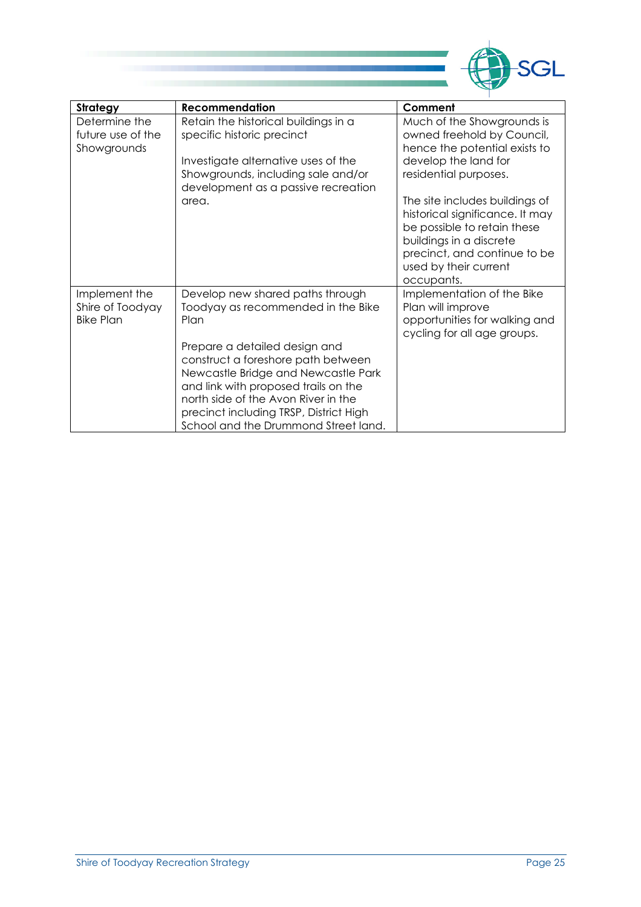| Strategy | Recommendation | Comment |
|---|---|---|
| Determine the future use of the Showgrounds | Retain the historical buildings in a specific historic precinct<br><br>Investigate alternative uses of the Showgrounds, including sale and/or development as a passive recreation area. | Much of the Showgrounds is owned freehold by Council, hence the potential exists to develop the land for residential purposes.<br><br>The site includes buildings of historical significance. It may be possible to retain these buildings in a discrete precinct, and continue to be used by their current occupants. |
| Implement the Shire of Toodyay Bike Plan | Develop new shared paths through Toodyay as recommended in the Bike Plan<br><br>Prepare a detailed design and construct a foreshore path between Newcastle Bridge and Newcastle Park and link with proposed trails on the north side of the Avon River in the precinct including TRSP, District High School and the Drummond Street land. | Implementation of the Bike Plan will improve opportunities for walking and cycling for all age groups. |